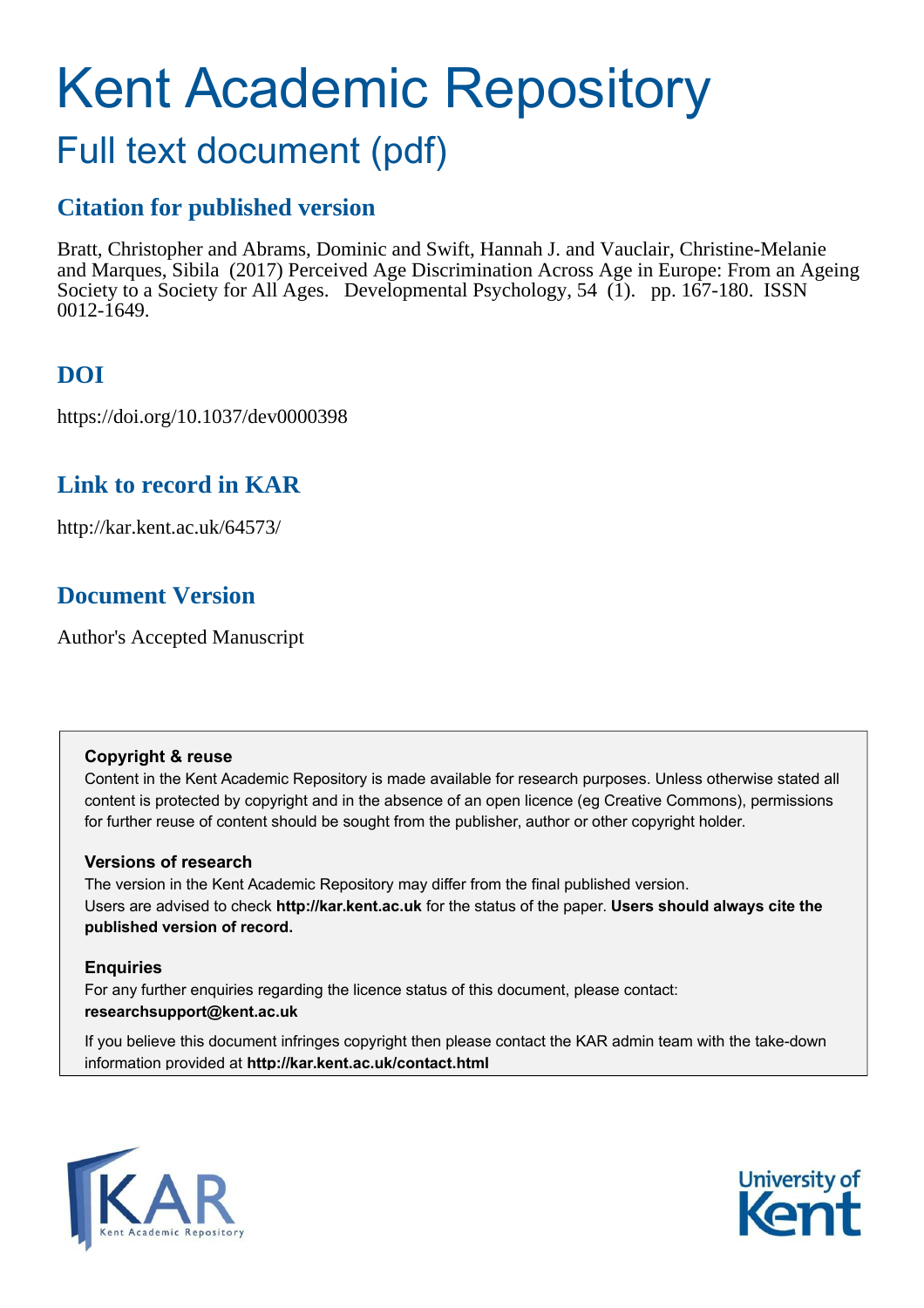# Kent Academic Repository

## Full text document (pdf)

## Citation for published version

Bratt, Christopher and Abrams, Dominic and Swift, Hannah J. and Vauclair, Christine-Melanie and Marques, Sibila (2017) Perceived Age Discrimination Across Age in Europe: From an Ageing Society to a Society for All Ages. Developmental Psychology, 54 (1). pp. 167-180. ISSN 0012-1649.

## DOI

https://doi.org/10.1037/dev0000398

## Link to record in KAR

http://kar.kent.ac.uk/64573/

## Document Version

Author's Accepted Manuscript

**Copyright & reuse**

Content in the Kent Academic Repository is made available for research purposes. Unless otherwise stated all content is protected by copyright and in the absence of an open licence (eg Creative Commons), permissions for further reuse of content should be sought from the publisher, author or other copyright holder.

**Versions of research**

The version in the Kent Academic Repository may differ from the final published version.
Users are advised to check **http://kar.kent.ac.uk** for the status of the paper. **Users should always cite the published version of record.**

**Enquiries**

For any further enquiries regarding the licence status of this document, please contact:
**researchsupport@kent.ac.uk**

If you believe this document infringes copyright then please contact the KAR admin team with the take-down information provided at **http://kar.kent.ac.uk/contact.html**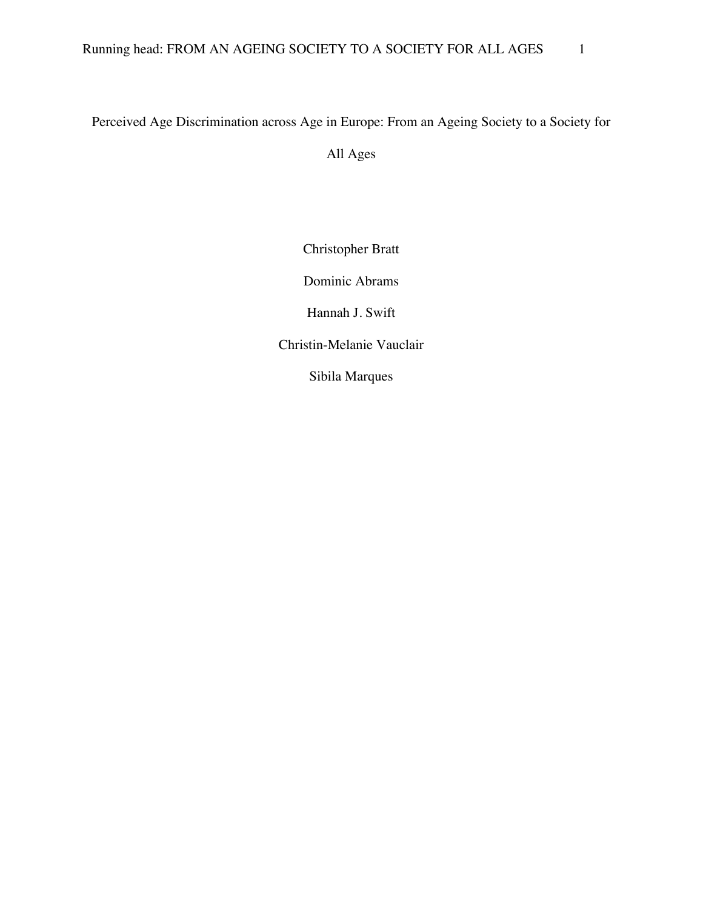# Perceived Age Discrimination across Age in Europe: From an Ageing Society to a Society for All Ages

Christopher Bratt

Dominic Abrams

Hannah J. Swift

Christin-Melanie Vauclair

Sibila Marques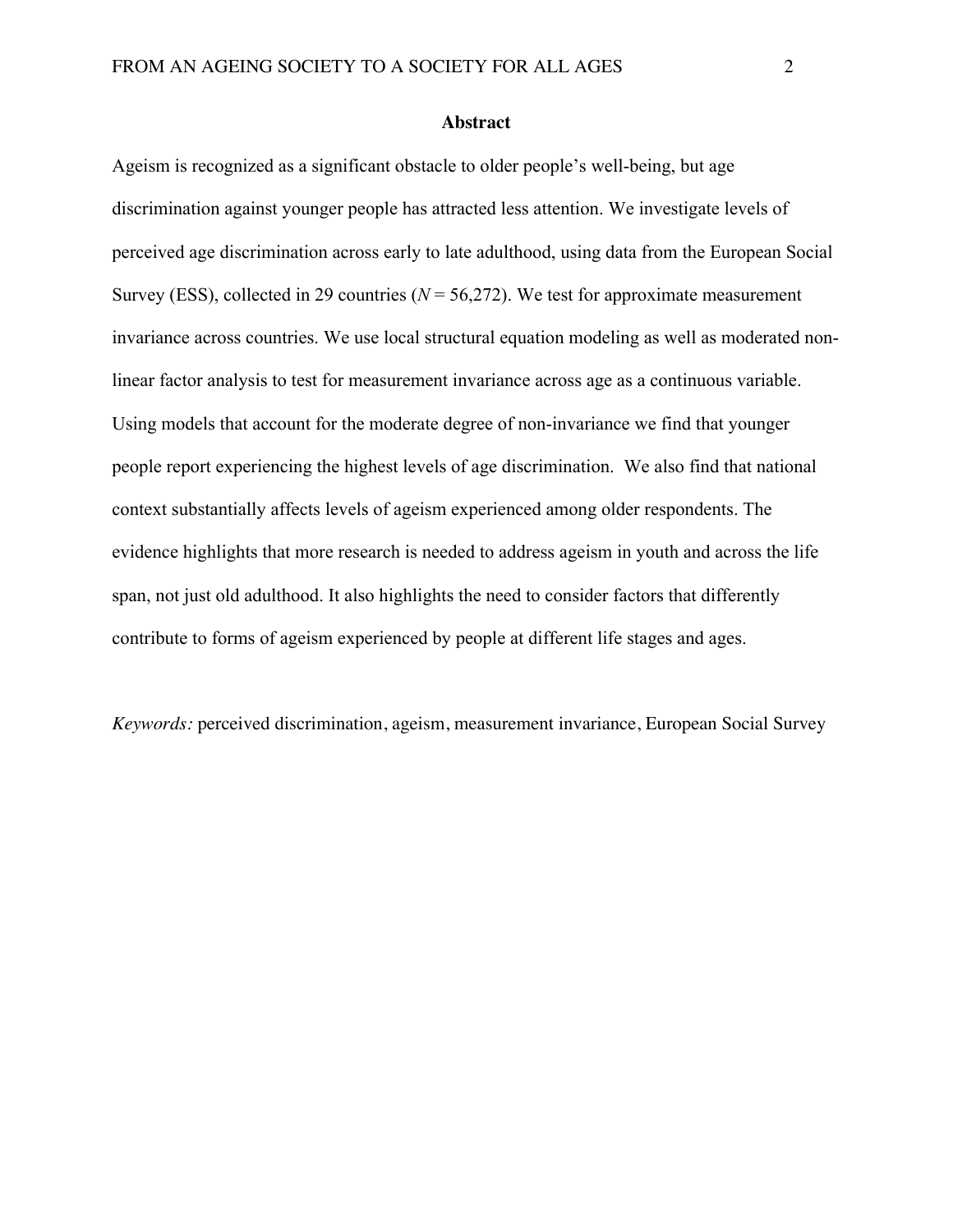## Abstract

Ageism is recognized as a significant obstacle to older people's well-being, but age discrimination against younger people has attracted less attention. We investigate levels of perceived age discrimination across early to late adulthood, using data from the European Social Survey (ESS), collected in 29 countries ($N = 56{,}272$). We test for approximate measurement invariance across countries. We use local structural equation modeling as well as moderated non-linear factor analysis to test for measurement invariance across age as a continuous variable. Using models that account for the moderate degree of non-invariance we find that younger people report experiencing the highest levels of age discrimination. We also find that national context substantially affects levels of ageism experienced among older respondents. The evidence highlights that more research is needed to address ageism in youth and across the life span, not just old adulthood. It also highlights the need to consider factors that differently contribute to forms of ageism experienced by people at different life stages and ages.

*Keywords:* perceived discrimination, ageism, measurement invariance, European Social Survey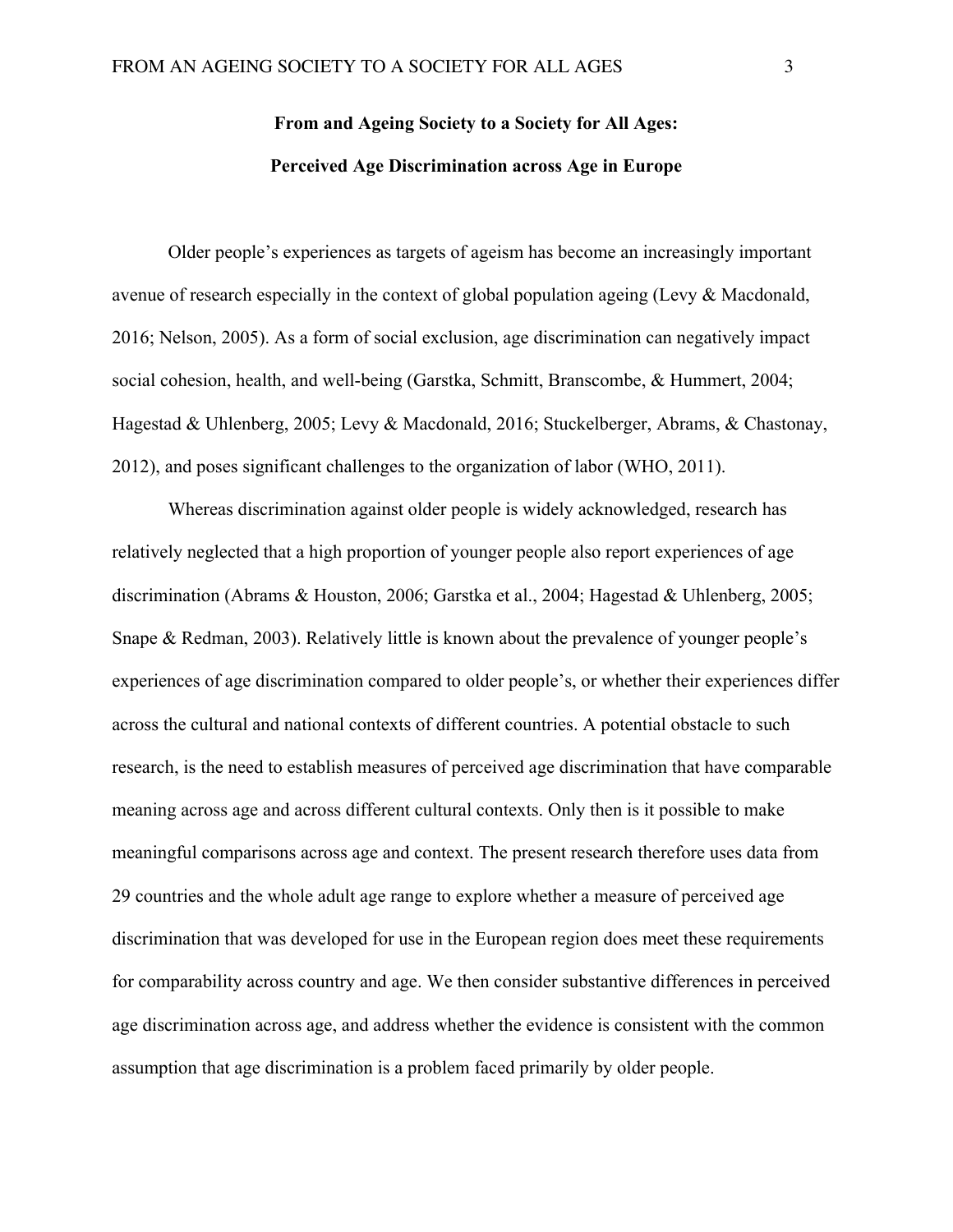**From and Ageing Society to a Society for All Ages:**

**Perceived Age Discrimination across Age in Europe**

Older people's experiences as targets of ageism has become an increasingly important avenue of research especially in the context of global population ageing (Levy & Macdonald, 2016; Nelson, 2005). As a form of social exclusion, age discrimination can negatively impact social cohesion, health, and well-being (Garstka, Schmitt, Branscombe, & Hummert, 2004; Hagestad & Uhlenberg, 2005; Levy & Macdonald, 2016; Stuckelberger, Abrams, & Chastonay, 2012), and poses significant challenges to the organization of labor (WHO, 2011).

Whereas discrimination against older people is widely acknowledged, research has relatively neglected that a high proportion of younger people also report experiences of age discrimination (Abrams & Houston, 2006; Garstka et al., 2004; Hagestad & Uhlenberg, 2005; Snape & Redman, 2003). Relatively little is known about the prevalence of younger people's experiences of age discrimination compared to older people's, or whether their experiences differ across the cultural and national contexts of different countries. A potential obstacle to such research, is the need to establish measures of perceived age discrimination that have comparable meaning across age and across different cultural contexts. Only then is it possible to make meaningful comparisons across age and context. The present research therefore uses data from 29 countries and the whole adult age range to explore whether a measure of perceived age discrimination that was developed for use in the European region does meet these requirements for comparability across country and age. We then consider substantive differences in perceived age discrimination across age, and address whether the evidence is consistent with the common assumption that age discrimination is a problem faced primarily by older people.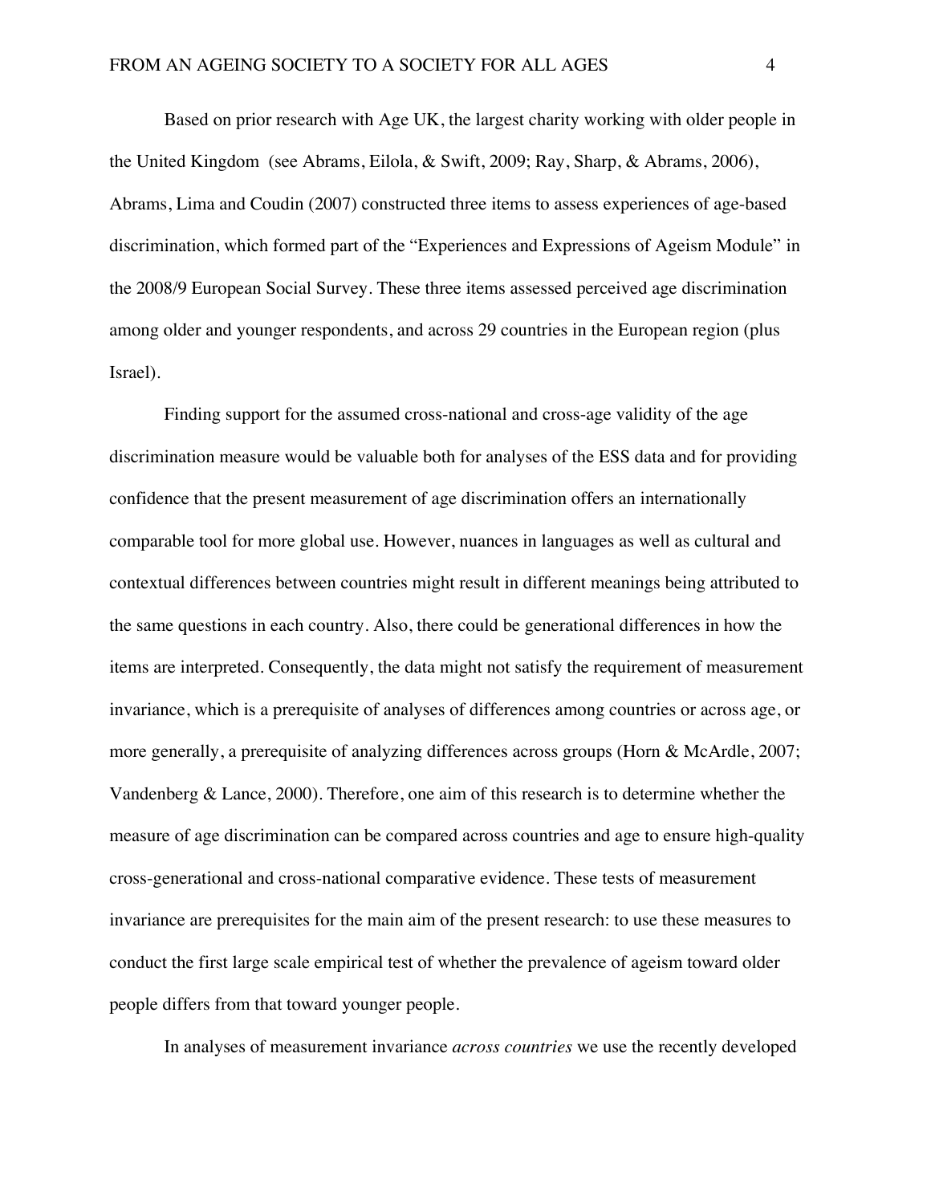Based on prior research with Age UK, the largest charity working with older people in the United Kingdom (see Abrams, Eilola, & Swift, 2009; Ray, Sharp, & Abrams, 2006), Abrams, Lima and Coudin (2007) constructed three items to assess experiences of age-based discrimination, which formed part of the "Experiences and Expressions of Ageism Module" in the 2008/9 European Social Survey. These three items assessed perceived age discrimination among older and younger respondents, and across 29 countries in the European region (plus Israel).

Finding support for the assumed cross-national and cross-age validity of the age discrimination measure would be valuable both for analyses of the ESS data and for providing confidence that the present measurement of age discrimination offers an internationally comparable tool for more global use. However, nuances in languages as well as cultural and contextual differences between countries might result in different meanings being attributed to the same questions in each country. Also, there could be generational differences in how the items are interpreted. Consequently, the data might not satisfy the requirement of measurement invariance, which is a prerequisite of analyses of differences among countries or across age, or more generally, a prerequisite of analyzing differences across groups (Horn & McArdle, 2007; Vandenberg & Lance, 2000). Therefore, one aim of this research is to determine whether the measure of age discrimination can be compared across countries and age to ensure high-quality cross-generational and cross-national comparative evidence. These tests of measurement invariance are prerequisites for the main aim of the present research: to use these measures to conduct the first large scale empirical test of whether the prevalence of ageism toward older people differs from that toward younger people.

In analyses of measurement invariance *across countries* we use the recently developed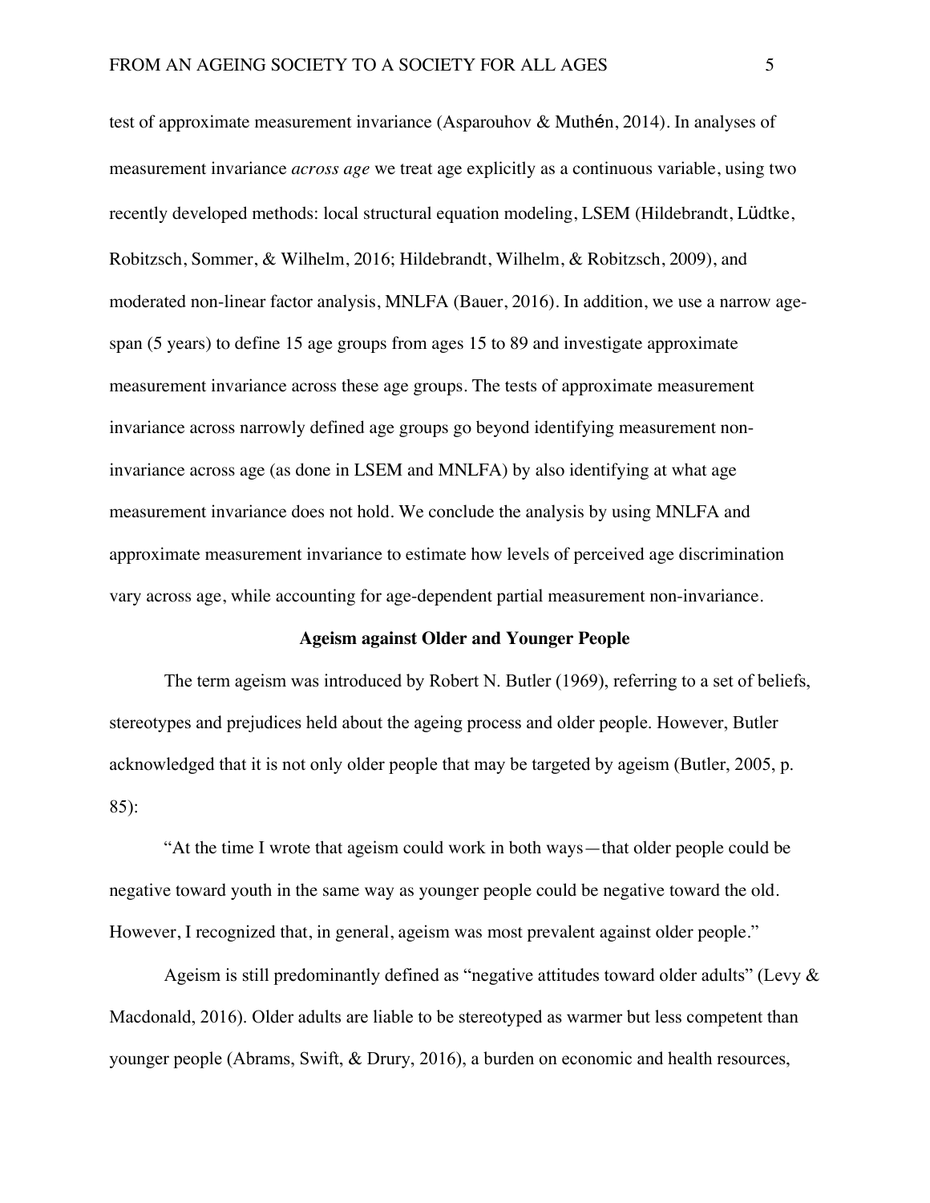test of approximate measurement invariance (Asparouhov & Muthén, 2014). In analyses of measurement invariance *across age* we treat age explicitly as a continuous variable, using two recently developed methods: local structural equation modeling, LSEM (Hildebrandt, Lüdtke, Robitzsch, Sommer, & Wilhelm, 2016; Hildebrandt, Wilhelm, & Robitzsch, 2009), and moderated non-linear factor analysis, MNLFA (Bauer, 2016). In addition, we use a narrow age-span (5 years) to define 15 age groups from ages 15 to 89 and investigate approximate measurement invariance across these age groups. The tests of approximate measurement invariance across narrowly defined age groups go beyond identifying measurement non-invariance across age (as done in LSEM and MNLFA) by also identifying at what age measurement invariance does not hold. We conclude the analysis by using MNLFA and approximate measurement invariance to estimate how levels of perceived age discrimination vary across age, while accounting for age-dependent partial measurement non-invariance.

## Ageism against Older and Younger People

The term ageism was introduced by Robert N. Butler (1969), referring to a set of beliefs, stereotypes and prejudices held about the ageing process and older people. However, Butler acknowledged that it is not only older people that may be targeted by ageism (Butler, 2005, p. 85):

"At the time I wrote that ageism could work in both ways—that older people could be negative toward youth in the same way as younger people could be negative toward the old. However, I recognized that, in general, ageism was most prevalent against older people."

Ageism is still predominantly defined as "negative attitudes toward older adults" (Levy & Macdonald, 2016). Older adults are liable to be stereotyped as warmer but less competent than younger people (Abrams, Swift, & Drury, 2016), a burden on economic and health resources,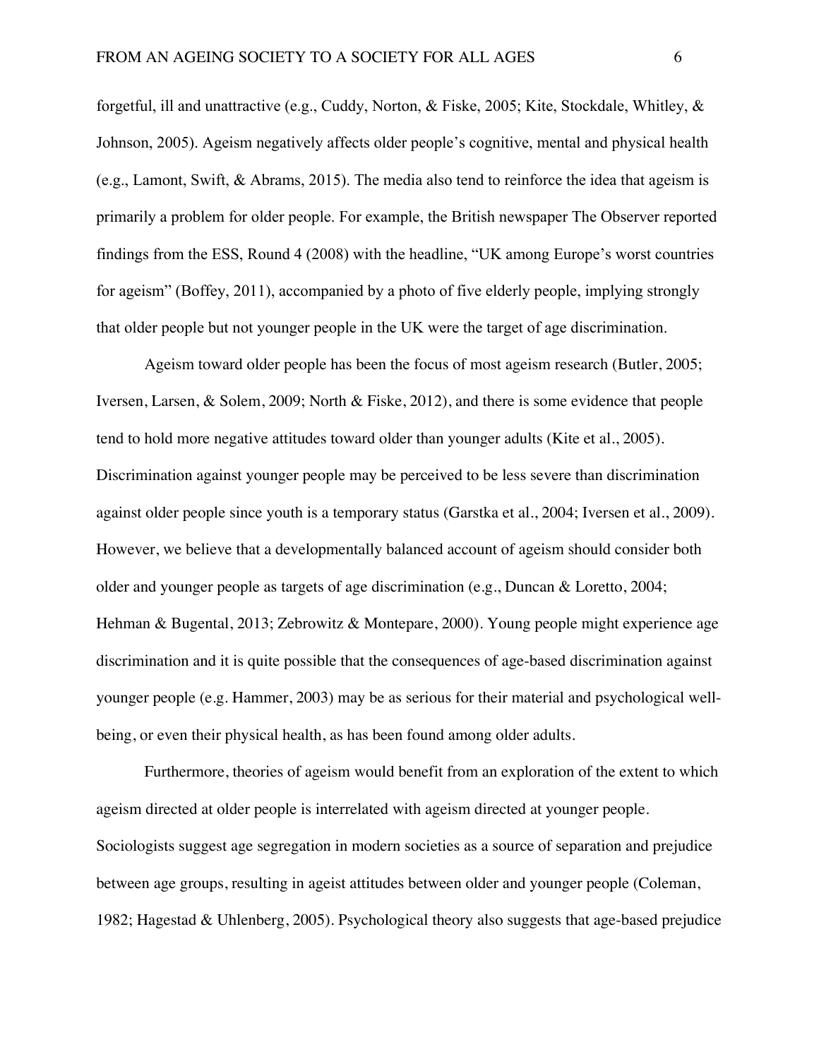forgetful, ill and unattractive (e.g., Cuddy, Norton, & Fiske, 2005; Kite, Stockdale, Whitley, & Johnson, 2005). Ageism negatively affects older people's cognitive, mental and physical health (e.g., Lamont, Swift, & Abrams, 2015). The media also tend to reinforce the idea that ageism is primarily a problem for older people. For example, the British newspaper The Observer reported findings from the ESS, Round 4 (2008) with the headline, "UK among Europe's worst countries for ageism" (Boffey, 2011), accompanied by a photo of five elderly people, implying strongly that older people but not younger people in the UK were the target of age discrimination.

Ageism toward older people has been the focus of most ageism research (Butler, 2005; Iversen, Larsen, & Solem, 2009; North & Fiske, 2012), and there is some evidence that people tend to hold more negative attitudes toward older than younger adults (Kite et al., 2005). Discrimination against younger people may be perceived to be less severe than discrimination against older people since youth is a temporary status (Garstka et al., 2004; Iversen et al., 2009). However, we believe that a developmentally balanced account of ageism should consider both older and younger people as targets of age discrimination (e.g., Duncan & Loretto, 2004; Hehman & Bugental, 2013; Zebrowitz & Montepare, 2000). Young people might experience age discrimination and it is quite possible that the consequences of age-based discrimination against younger people (e.g. Hammer, 2003) may be as serious for their material and psychological well-being, or even their physical health, as has been found among older adults.

Furthermore, theories of ageism would benefit from an exploration of the extent to which ageism directed at older people is interrelated with ageism directed at younger people. Sociologists suggest age segregation in modern societies as a source of separation and prejudice between age groups, resulting in ageist attitudes between older and younger people (Coleman, 1982; Hagestad & Uhlenberg, 2005). Psychological theory also suggests that age-based prejudice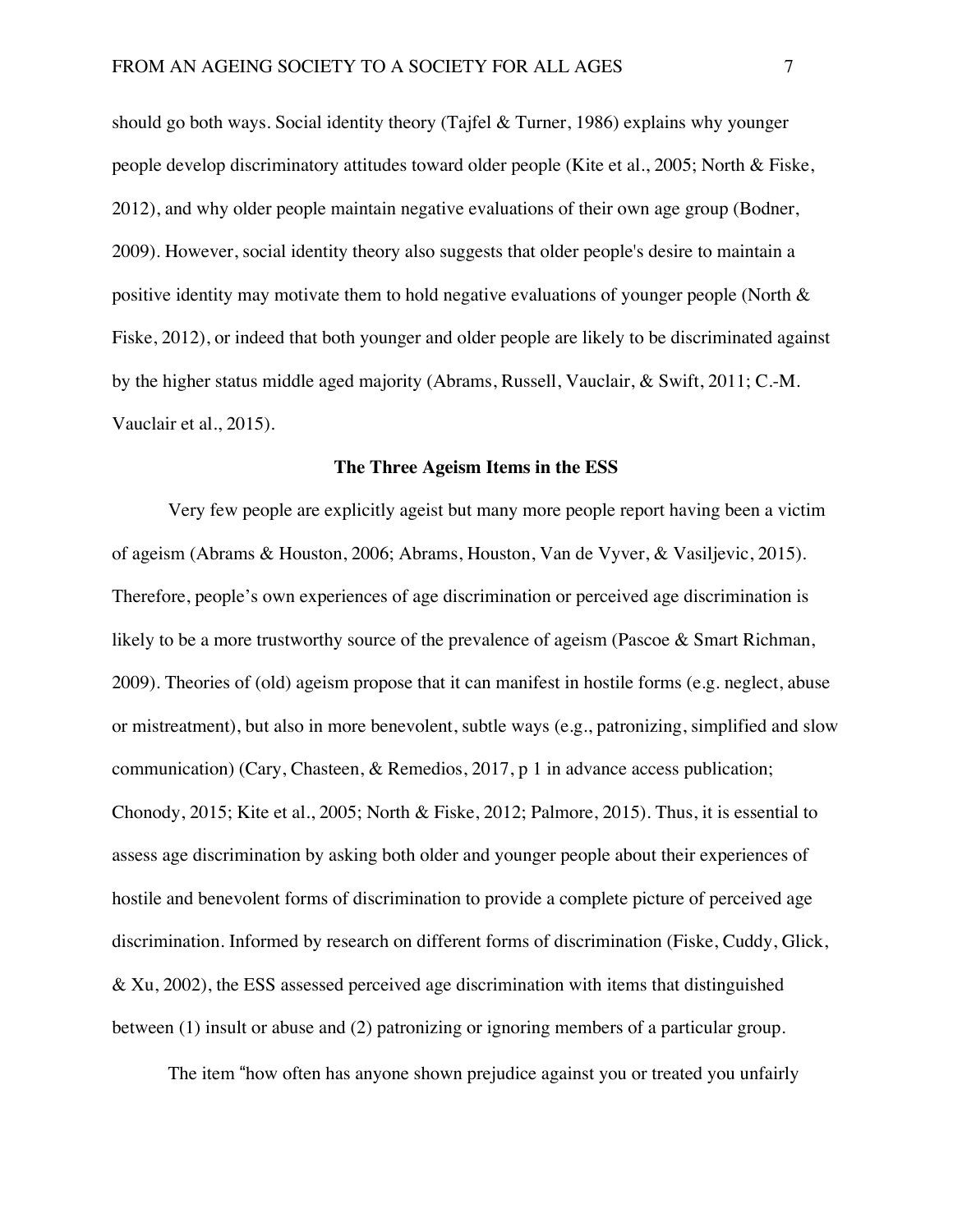should go both ways. Social identity theory (Tajfel & Turner, 1986) explains why younger people develop discriminatory attitudes toward older people (Kite et al., 2005; North & Fiske, 2012), and why older people maintain negative evaluations of their own age group (Bodner, 2009). However, social identity theory also suggests that older people's desire to maintain a positive identity may motivate them to hold negative evaluations of younger people (North & Fiske, 2012), or indeed that both younger and older people are likely to be discriminated against by the higher status middle aged majority (Abrams, Russell, Vauclair, & Swift, 2011; C.-M. Vauclair et al., 2015).

## The Three Ageism Items in the ESS

Very few people are explicitly ageist but many more people report having been a victim of ageism (Abrams & Houston, 2006; Abrams, Houston, Van de Vyver, & Vasiljevic, 2015). Therefore, people's own experiences of age discrimination or perceived age discrimination is likely to be a more trustworthy source of the prevalence of ageism (Pascoe & Smart Richman, 2009). Theories of (old) ageism propose that it can manifest in hostile forms (e.g. neglect, abuse or mistreatment), but also in more benevolent, subtle ways (e.g., patronizing, simplified and slow communication) (Cary, Chasteen, & Remedios, 2017, p 1 in advance access publication; Chonody, 2015; Kite et al., 2005; North & Fiske, 2012; Palmore, 2015). Thus, it is essential to assess age discrimination by asking both older and younger people about their experiences of hostile and benevolent forms of discrimination to provide a complete picture of perceived age discrimination. Informed by research on different forms of discrimination (Fiske, Cuddy, Glick, & Xu, 2002), the ESS assessed perceived age discrimination with items that distinguished between (1) insult or abuse and (2) patronizing or ignoring members of a particular group.

The item "how often has anyone shown prejudice against you or treated you unfairly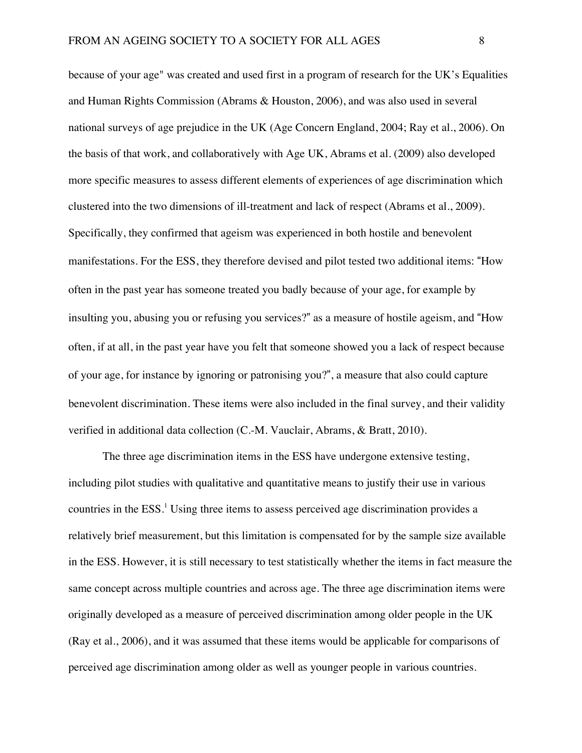because of your age" was created and used first in a program of research for the UK's Equalities and Human Rights Commission (Abrams & Houston, 2006), and was also used in several national surveys of age prejudice in the UK (Age Concern England, 2004; Ray et al., 2006). On the basis of that work, and collaboratively with Age UK, Abrams et al. (2009) also developed more specific measures to assess different elements of experiences of age discrimination which clustered into the two dimensions of ill-treatment and lack of respect (Abrams et al., 2009). Specifically, they confirmed that ageism was experienced in both hostile and benevolent manifestations. For the ESS, they therefore devised and pilot tested two additional items: "How often in the past year has someone treated you badly because of your age, for example by insulting you, abusing you or refusing you services?" as a measure of hostile ageism, and "How often, if at all, in the past year have you felt that someone showed you a lack of respect because of your age, for instance by ignoring or patronising you?", a measure that also could capture benevolent discrimination. These items were also included in the final survey, and their validity verified in additional data collection (C.-M. Vauclair, Abrams, & Bratt, 2010).

The three age discrimination items in the ESS have undergone extensive testing, including pilot studies with qualitative and quantitative means to justify their use in various countries in the ESS.[1] Using three items to assess perceived age discrimination provides a relatively brief measurement, but this limitation is compensated for by the sample size available in the ESS. However, it is still necessary to test statistically whether the items in fact measure the same concept across multiple countries and across age. The three age discrimination items were originally developed as a measure of perceived discrimination among older people in the UK (Ray et al., 2006), and it was assumed that these items would be applicable for comparisons of perceived age discrimination among older as well as younger people in various countries.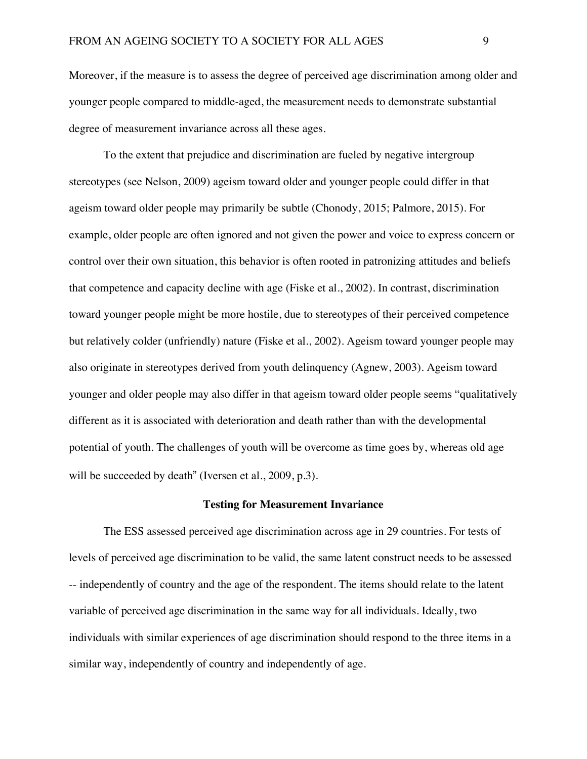Moreover, if the measure is to assess the degree of perceived age discrimination among older and younger people compared to middle-aged, the measurement needs to demonstrate substantial degree of measurement invariance across all these ages.

To the extent that prejudice and discrimination are fueled by negative intergroup stereotypes (see Nelson, 2009) ageism toward older and younger people could differ in that ageism toward older people may primarily be subtle (Chonody, 2015; Palmore, 2015). For example, older people are often ignored and not given the power and voice to express concern or control over their own situation, this behavior is often rooted in patronizing attitudes and beliefs that competence and capacity decline with age (Fiske et al., 2002). In contrast, discrimination toward younger people might be more hostile, due to stereotypes of their perceived competence but relatively colder (unfriendly) nature (Fiske et al., 2002). Ageism toward younger people may also originate in stereotypes derived from youth delinquency (Agnew, 2003). Ageism toward younger and older people may also differ in that ageism toward older people seems "qualitatively different as it is associated with deterioration and death rather than with the developmental potential of youth. The challenges of youth will be overcome as time goes by, whereas old age will be succeeded by death" (Iversen et al., 2009, p.3).

## Testing for Measurement Invariance

The ESS assessed perceived age discrimination across age in 29 countries. For tests of levels of perceived age discrimination to be valid, the same latent construct needs to be assessed -- independently of country and the age of the respondent. The items should relate to the latent variable of perceived age discrimination in the same way for all individuals. Ideally, two individuals with similar experiences of age discrimination should respond to the three items in a similar way, independently of country and independently of age.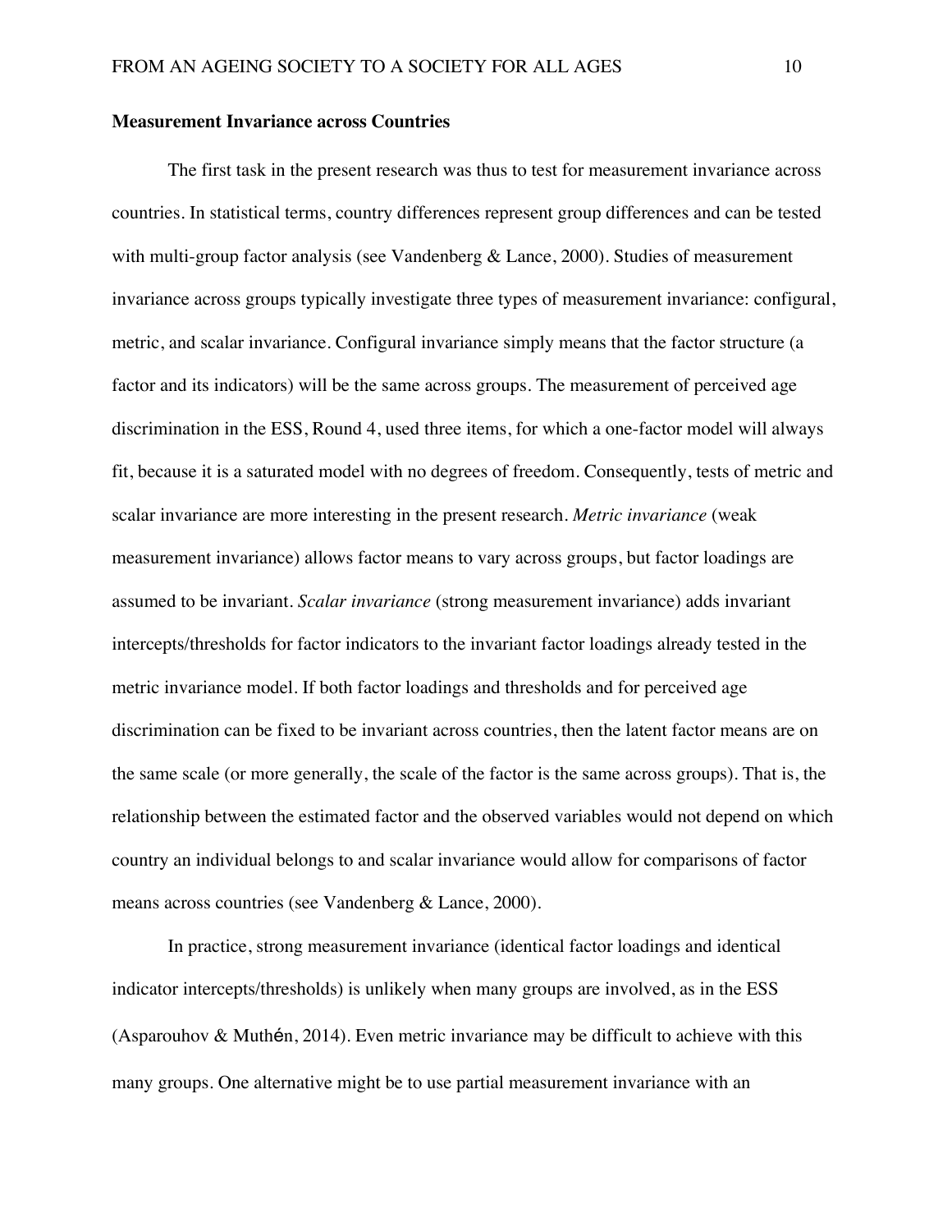**Measurement Invariance across Countries**

The first task in the present research was thus to test for measurement invariance across countries. In statistical terms, country differences represent group differences and can be tested with multi-group factor analysis (see Vandenberg & Lance, 2000). Studies of measurement invariance across groups typically investigate three types of measurement invariance: configural, metric, and scalar invariance. Configural invariance simply means that the factor structure (a factor and its indicators) will be the same across groups. The measurement of perceived age discrimination in the ESS, Round 4, used three items, for which a one-factor model will always fit, because it is a saturated model with no degrees of freedom. Consequently, tests of metric and scalar invariance are more interesting in the present research. *Metric invariance* (weak measurement invariance) allows factor means to vary across groups, but factor loadings are assumed to be invariant. *Scalar invariance* (strong measurement invariance) adds invariant intercepts/thresholds for factor indicators to the invariant factor loadings already tested in the metric invariance model. If both factor loadings and thresholds and for perceived age discrimination can be fixed to be invariant across countries, then the latent factor means are on the same scale (or more generally, the scale of the factor is the same across groups). That is, the relationship between the estimated factor and the observed variables would not depend on which country an individual belongs to and scalar invariance would allow for comparisons of factor means across countries (see Vandenberg & Lance, 2000).

In practice, strong measurement invariance (identical factor loadings and identical indicator intercepts/thresholds) is unlikely when many groups are involved, as in the ESS (Asparouhov & Muthén, 2014). Even metric invariance may be difficult to achieve with this many groups. One alternative might be to use partial measurement invariance with an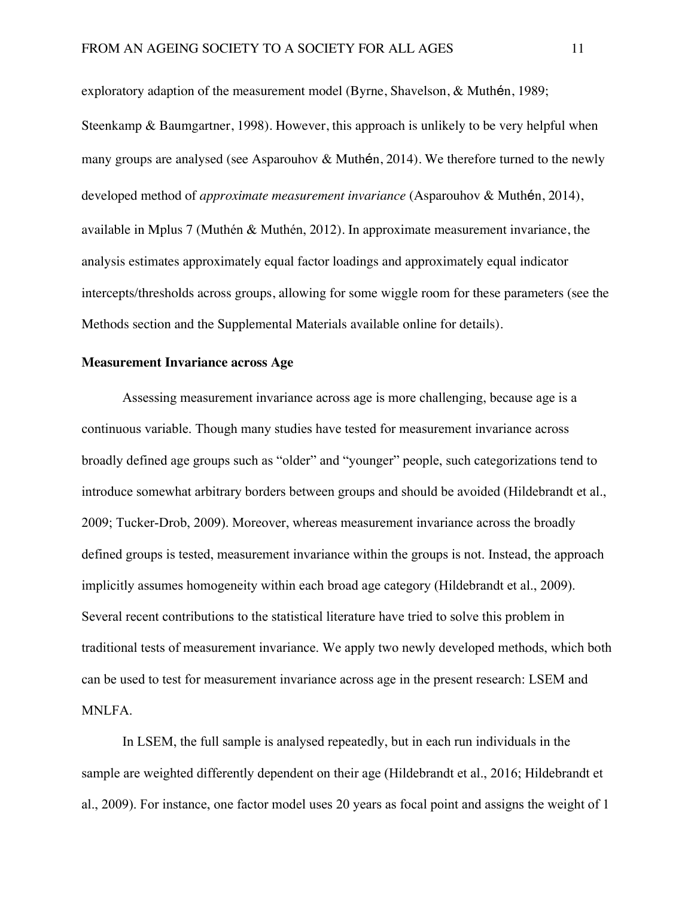exploratory adaption of the measurement model (Byrne, Shavelson, & Muthén, 1989; Steenkamp & Baumgartner, 1998). However, this approach is unlikely to be very helpful when many groups are analysed (see Asparouhov & Muthén, 2014). We therefore turned to the newly developed method of *approximate measurement invariance* (Asparouhov & Muthén, 2014), available in Mplus 7 (Muthén & Muthén, 2012). In approximate measurement invariance, the analysis estimates approximately equal factor loadings and approximately equal indicator intercepts/thresholds across groups, allowing for some wiggle room for these parameters (see the Methods section and the Supplemental Materials available online for details).

**Measurement Invariance across Age**

Assessing measurement invariance across age is more challenging, because age is a continuous variable. Though many studies have tested for measurement invariance across broadly defined age groups such as "older" and "younger" people, such categorizations tend to introduce somewhat arbitrary borders between groups and should be avoided (Hildebrandt et al., 2009; Tucker-Drob, 2009). Moreover, whereas measurement invariance across the broadly defined groups is tested, measurement invariance within the groups is not. Instead, the approach implicitly assumes homogeneity within each broad age category (Hildebrandt et al., 2009). Several recent contributions to the statistical literature have tried to solve this problem in traditional tests of measurement invariance. We apply two newly developed methods, which both can be used to test for measurement invariance across age in the present research: LSEM and MNLFA.

In LSEM, the full sample is analysed repeatedly, but in each run individuals in the sample are weighted differently dependent on their age (Hildebrandt et al., 2016; Hildebrandt et al., 2009). For instance, one factor model uses 20 years as focal point and assigns the weight of 1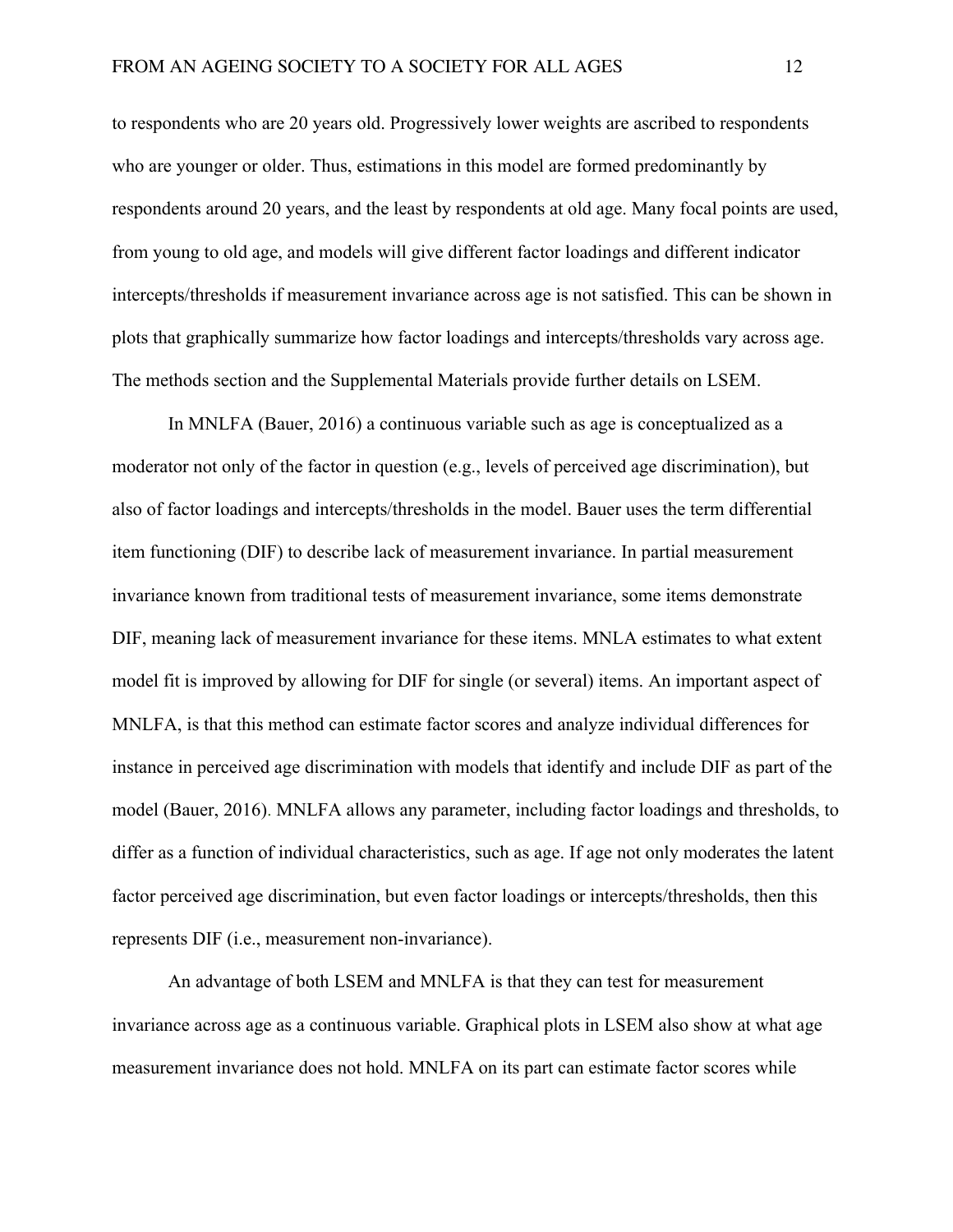to respondents who are 20 years old. Progressively lower weights are ascribed to respondents who are younger or older. Thus, estimations in this model are formed predominantly by respondents around 20 years, and the least by respondents at old age. Many focal points are used, from young to old age, and models will give different factor loadings and different indicator intercepts/thresholds if measurement invariance across age is not satisfied. This can be shown in plots that graphically summarize how factor loadings and intercepts/thresholds vary across age. The methods section and the Supplemental Materials provide further details on LSEM.

In MNLFA (Bauer, 2016) a continuous variable such as age is conceptualized as a moderator not only of the factor in question (e.g., levels of perceived age discrimination), but also of factor loadings and intercepts/thresholds in the model. Bauer uses the term differential item functioning (DIF) to describe lack of measurement invariance. In partial measurement invariance known from traditional tests of measurement invariance, some items demonstrate DIF, meaning lack of measurement invariance for these items. MNLA estimates to what extent model fit is improved by allowing for DIF for single (or several) items. An important aspect of MNLFA, is that this method can estimate factor scores and analyze individual differences for instance in perceived age discrimination with models that identify and include DIF as part of the model (Bauer, 2016). MNLFA allows any parameter, including factor loadings and thresholds, to differ as a function of individual characteristics, such as age. If age not only moderates the latent factor perceived age discrimination, but even factor loadings or intercepts/thresholds, then this represents DIF (i.e., measurement non-invariance).

An advantage of both LSEM and MNLFA is that they can test for measurement invariance across age as a continuous variable. Graphical plots in LSEM also show at what age measurement invariance does not hold. MNLFA on its part can estimate factor scores while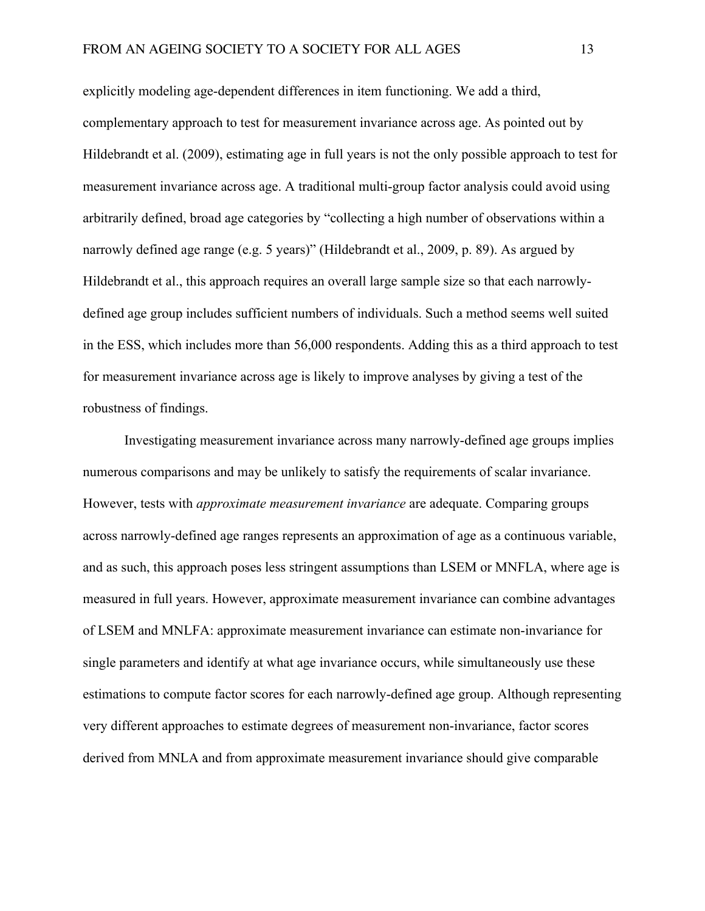explicitly modeling age-dependent differences in item functioning. We add a third, complementary approach to test for measurement invariance across age. As pointed out by Hildebrandt et al. (2009), estimating age in full years is not the only possible approach to test for measurement invariance across age. A traditional multi-group factor analysis could avoid using arbitrarily defined, broad age categories by "collecting a high number of observations within a narrowly defined age range (e.g. 5 years)" (Hildebrandt et al., 2009, p. 89). As argued by Hildebrandt et al., this approach requires an overall large sample size so that each narrowly-defined age group includes sufficient numbers of individuals. Such a method seems well suited in the ESS, which includes more than 56,000 respondents. Adding this as a third approach to test for measurement invariance across age is likely to improve analyses by giving a test of the robustness of findings.

Investigating measurement invariance across many narrowly-defined age groups implies numerous comparisons and may be unlikely to satisfy the requirements of scalar invariance. However, tests with *approximate measurement invariance* are adequate. Comparing groups across narrowly-defined age ranges represents an approximation of age as a continuous variable, and as such, this approach poses less stringent assumptions than LSEM or MNFLA, where age is measured in full years. However, approximate measurement invariance can combine advantages of LSEM and MNLFA: approximate measurement invariance can estimate non-invariance for single parameters and identify at what age invariance occurs, while simultaneously use these estimations to compute factor scores for each narrowly-defined age group. Although representing very different approaches to estimate degrees of measurement non-invariance, factor scores derived from MNLA and from approximate measurement invariance should give comparable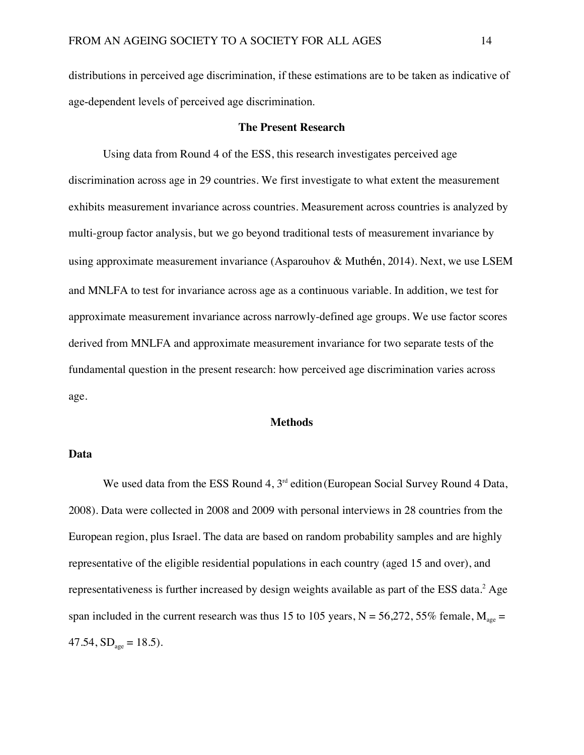distributions in perceived age discrimination, if these estimations are to be taken as indicative of age-dependent levels of perceived age discrimination.

## The Present Research

Using data from Round 4 of the ESS, this research investigates perceived age discrimination across age in 29 countries. We first investigate to what extent the measurement exhibits measurement invariance across countries. Measurement across countries is analyzed by multi-group factor analysis, but we go beyond traditional tests of measurement invariance by using approximate measurement invariance (Asparouhov & Muthén, 2014). Next, we use LSEM and MNLFA to test for invariance across age as a continuous variable. In addition, we test for approximate measurement invariance across narrowly-defined age groups. We use factor scores derived from MNLFA and approximate measurement invariance for two separate tests of the fundamental question in the present research: how perceived age discrimination varies across age.

## Methods

### Data

We used data from the ESS Round 4, 3rd edition (European Social Survey Round 4 Data, 2008). Data were collected in 2008 and 2009 with personal interviews in 28 countries from the European region, plus Israel. The data are based on random probability samples and are highly representative of the eligible residential populations in each country (aged 15 and over), and representativeness is further increased by design weights available as part of the ESS data.[2] Age span included in the current research was thus 15 to 105 years, N = 56,272, 55% female, $M_{age}$ = 47.54, $SD_{age}$ = 18.5).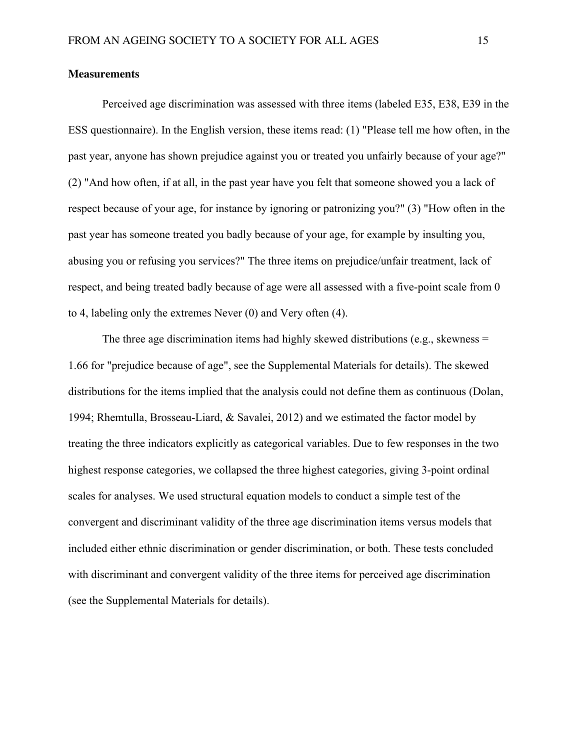**Measurements**

Perceived age discrimination was assessed with three items (labeled E35, E38, E39 in the ESS questionnaire). In the English version, these items read: (1) "Please tell me how often, in the past year, anyone has shown prejudice against you or treated you unfairly because of your age?" (2) "And how often, if at all, in the past year have you felt that someone showed you a lack of respect because of your age, for instance by ignoring or patronizing you?" (3) "How often in the past year has someone treated you badly because of your age, for example by insulting you, abusing you or refusing you services?" The three items on prejudice/unfair treatment, lack of respect, and being treated badly because of age were all assessed with a five-point scale from 0 to 4, labeling only the extremes Never (0) and Very often (4).

The three age discrimination items had highly skewed distributions (e.g., skewness = 1.66 for "prejudice because of age", see the Supplemental Materials for details). The skewed distributions for the items implied that the analysis could not define them as continuous (Dolan, 1994; Rhemtulla, Brosseau-Liard, & Savalei, 2012) and we estimated the factor model by treating the three indicators explicitly as categorical variables. Due to few responses in the two highest response categories, we collapsed the three highest categories, giving 3-point ordinal scales for analyses. We used structural equation models to conduct a simple test of the convergent and discriminant validity of the three age discrimination items versus models that included either ethnic discrimination or gender discrimination, or both. These tests concluded with discriminant and convergent validity of the three items for perceived age discrimination (see the Supplemental Materials for details).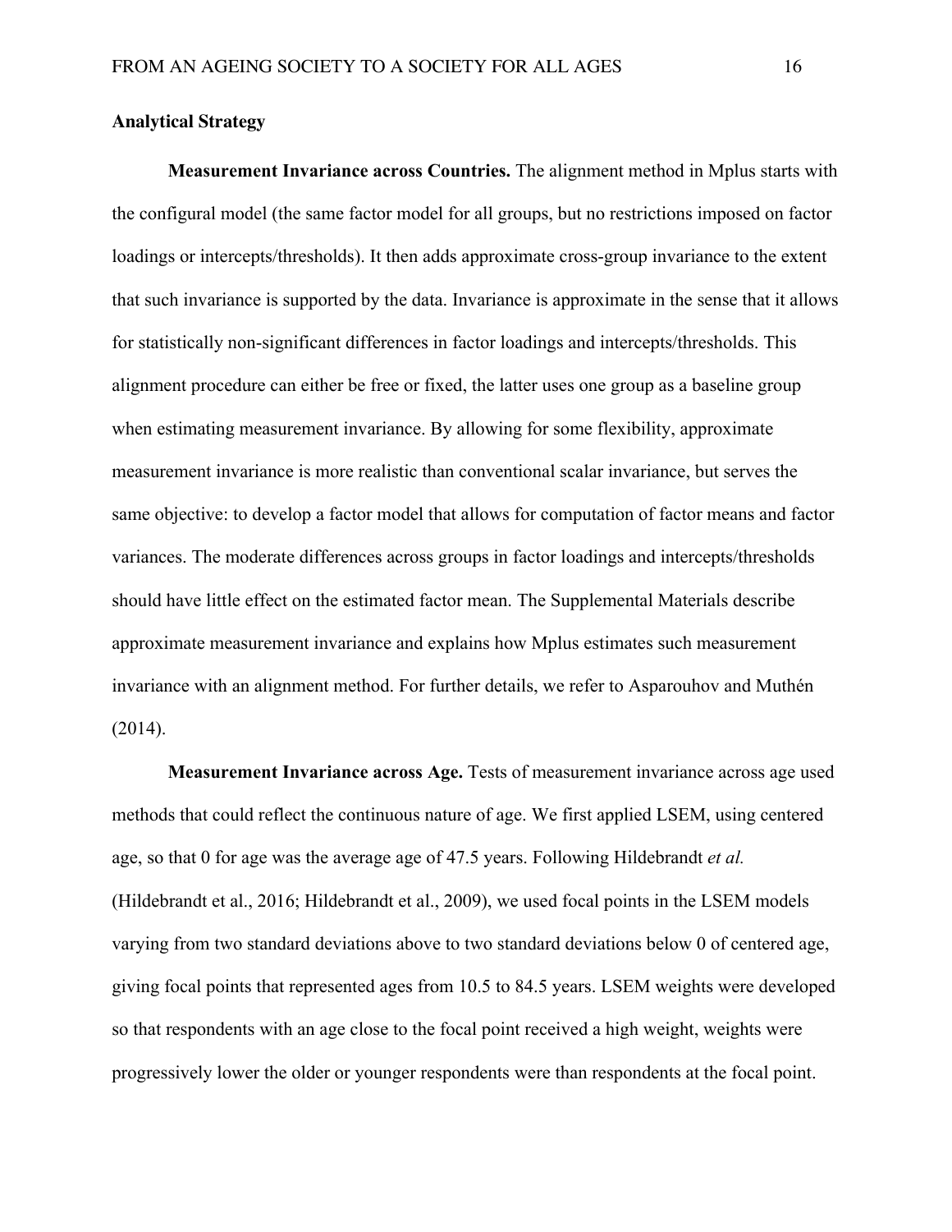## Analytical Strategy

**Measurement Invariance across Countries.** The alignment method in Mplus starts with the configural model (the same factor model for all groups, but no restrictions imposed on factor loadings or intercepts/thresholds). It then adds approximate cross-group invariance to the extent that such invariance is supported by the data. Invariance is approximate in the sense that it allows for statistically non-significant differences in factor loadings and intercepts/thresholds. This alignment procedure can either be free or fixed, the latter uses one group as a baseline group when estimating measurement invariance. By allowing for some flexibility, approximate measurement invariance is more realistic than conventional scalar invariance, but serves the same objective: to develop a factor model that allows for computation of factor means and factor variances. The moderate differences across groups in factor loadings and intercepts/thresholds should have little effect on the estimated factor mean. The Supplemental Materials describe approximate measurement invariance and explains how Mplus estimates such measurement invariance with an alignment method. For further details, we refer to Asparouhov and Muthén (2014).

**Measurement Invariance across Age.** Tests of measurement invariance across age used methods that could reflect the continuous nature of age. We first applied LSEM, using centered age, so that 0 for age was the average age of 47.5 years. Following Hildebrandt *et al.* (Hildebrandt et al., 2016; Hildebrandt et al., 2009), we used focal points in the LSEM models varying from two standard deviations above to two standard deviations below 0 of centered age, giving focal points that represented ages from 10.5 to 84.5 years. LSEM weights were developed so that respondents with an age close to the focal point received a high weight, weights were progressively lower the older or younger respondents were than respondents at the focal point.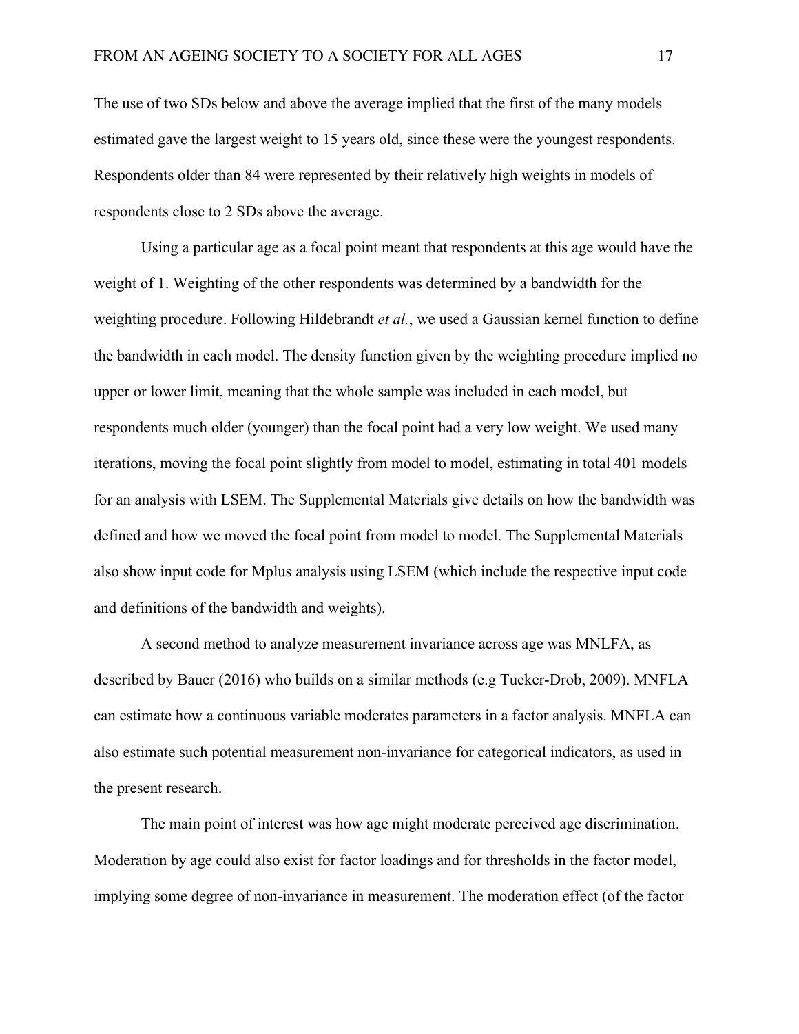The use of two SDs below and above the average implied that the first of the many models estimated gave the largest weight to 15 years old, since these were the youngest respondents. Respondents older than 84 were represented by their relatively high weights in models of respondents close to 2 SDs above the average.

Using a particular age as a focal point meant that respondents at this age would have the weight of 1. Weighting of the other respondents was determined by a bandwidth for the weighting procedure. Following Hildebrandt *et al.*, we used a Gaussian kernel function to define the bandwidth in each model. The density function given by the weighting procedure implied no upper or lower limit, meaning that the whole sample was included in each model, but respondents much older (younger) than the focal point had a very low weight. We used many iterations, moving the focal point slightly from model to model, estimating in total 401 models for an analysis with LSEM. The Supplemental Materials give details on how the bandwidth was defined and how we moved the focal point from model to model. The Supplemental Materials also show input code for Mplus analysis using LSEM (which include the respective input code and definitions of the bandwidth and weights).

A second method to analyze measurement invariance across age was MNLFA, as described by Bauer (2016) who builds on a similar methods (e.g Tucker-Drob, 2009). MNFLA can estimate how a continuous variable moderates parameters in a factor analysis. MNFLA can also estimate such potential measurement non-invariance for categorical indicators, as used in the present research.

The main point of interest was how age might moderate perceived age discrimination. Moderation by age could also exist for factor loadings and for thresholds in the factor model, implying some degree of non-invariance in measurement. The moderation effect (of the factor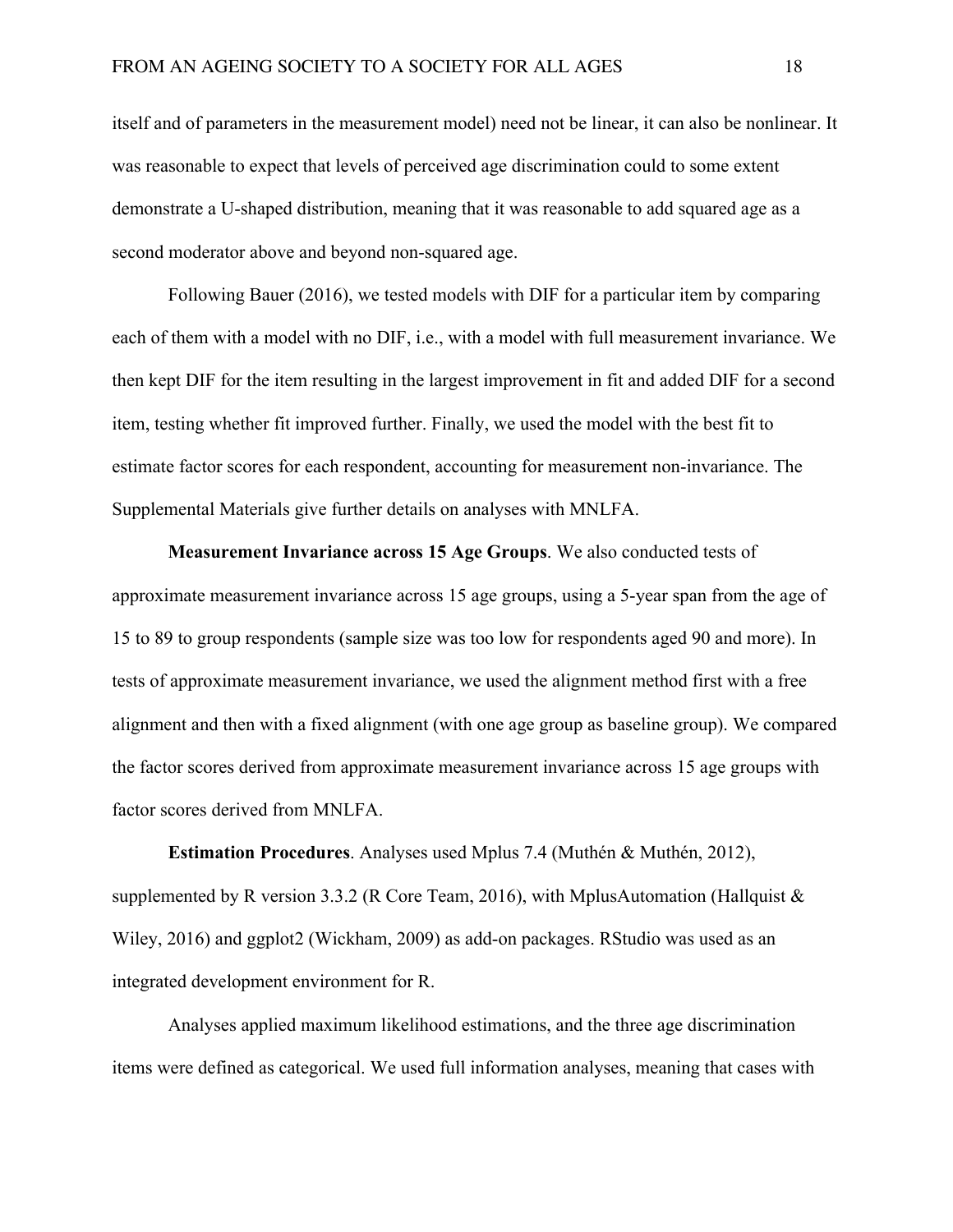itself and of parameters in the measurement model) need not be linear, it can also be nonlinear. It was reasonable to expect that levels of perceived age discrimination could to some extent demonstrate a U-shaped distribution, meaning that it was reasonable to add squared age as a second moderator above and beyond non-squared age.

Following Bauer (2016), we tested models with DIF for a particular item by comparing each of them with a model with no DIF, i.e., with a model with full measurement invariance. We then kept DIF for the item resulting in the largest improvement in fit and added DIF for a second item, testing whether fit improved further. Finally, we used the model with the best fit to estimate factor scores for each respondent, accounting for measurement non-invariance. The Supplemental Materials give further details on analyses with MNLFA.

**Measurement Invariance across 15 Age Groups**. We also conducted tests of approximate measurement invariance across 15 age groups, using a 5-year span from the age of 15 to 89 to group respondents (sample size was too low for respondents aged 90 and more). In tests of approximate measurement invariance, we used the alignment method first with a free alignment and then with a fixed alignment (with one age group as baseline group). We compared the factor scores derived from approximate measurement invariance across 15 age groups with factor scores derived from MNLFA.

**Estimation Procedures**. Analyses used Mplus 7.4 (Muthén & Muthén, 2012), supplemented by R version 3.3.2 (R Core Team, 2016), with MplusAutomation (Hallquist & Wiley, 2016) and ggplot2 (Wickham, 2009) as add-on packages. RStudio was used as an integrated development environment for R.

Analyses applied maximum likelihood estimations, and the three age discrimination items were defined as categorical. We used full information analyses, meaning that cases with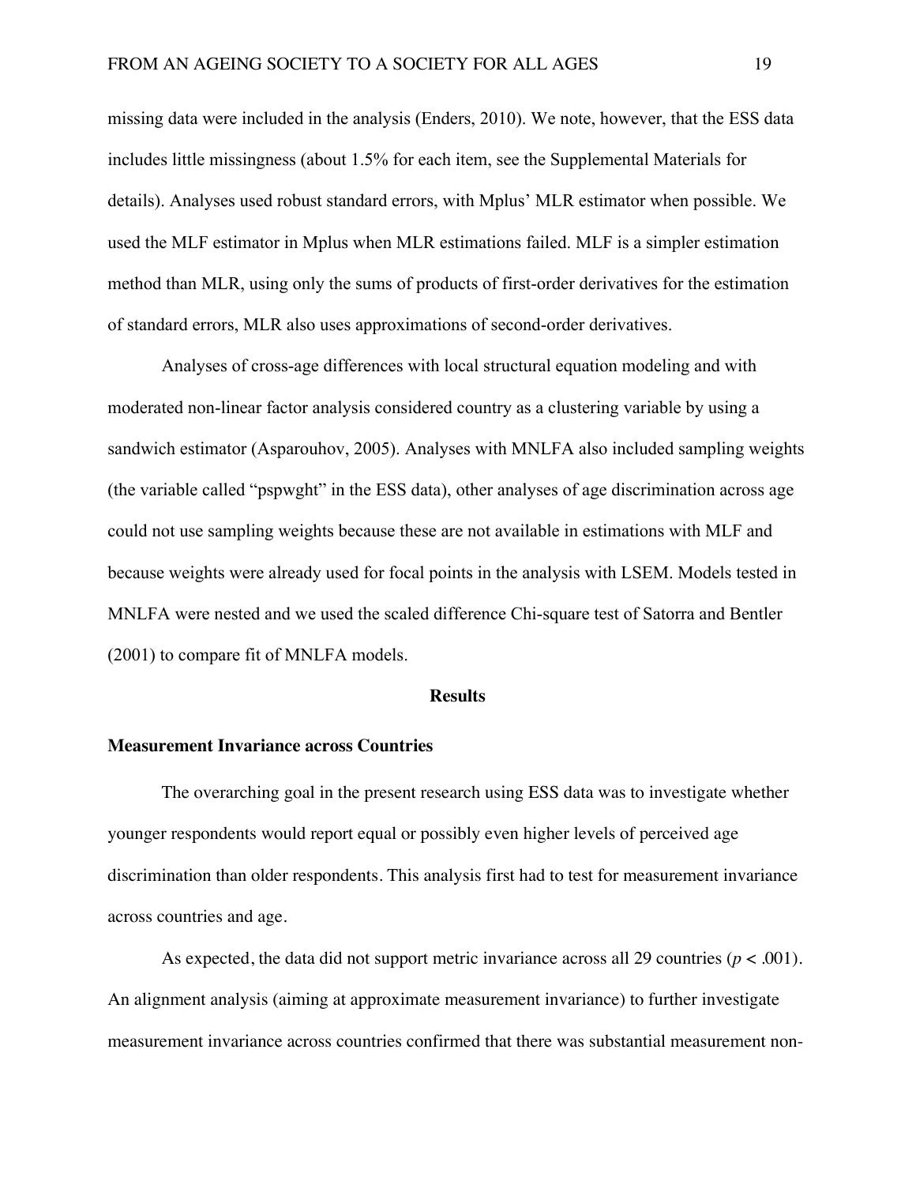missing data were included in the analysis (Enders, 2010). We note, however, that the ESS data includes little missingness (about 1.5% for each item, see the Supplemental Materials for details). Analyses used robust standard errors, with Mplus' MLR estimator when possible. We used the MLF estimator in Mplus when MLR estimations failed. MLF is a simpler estimation method than MLR, using only the sums of products of first-order derivatives for the estimation of standard errors, MLR also uses approximations of second-order derivatives.

Analyses of cross-age differences with local structural equation modeling and with moderated non-linear factor analysis considered country as a clustering variable by using a sandwich estimator (Asparouhov, 2005). Analyses with MNLFA also included sampling weights (the variable called "pspwght" in the ESS data), other analyses of age discrimination across age could not use sampling weights because these are not available in estimations with MLF and because weights were already used for focal points in the analysis with LSEM. Models tested in MNLFA were nested and we used the scaled difference Chi-square test of Satorra and Bentler (2001) to compare fit of MNLFA models.

## Results

### Measurement Invariance across Countries

The overarching goal in the present research using ESS data was to investigate whether younger respondents would report equal or possibly even higher levels of perceived age discrimination than older respondents. This analysis first had to test for measurement invariance across countries and age.

As expected, the data did not support metric invariance across all 29 countries ($p < .001$). An alignment analysis (aiming at approximate measurement invariance) to further investigate measurement invariance across countries confirmed that there was substantial measurement non-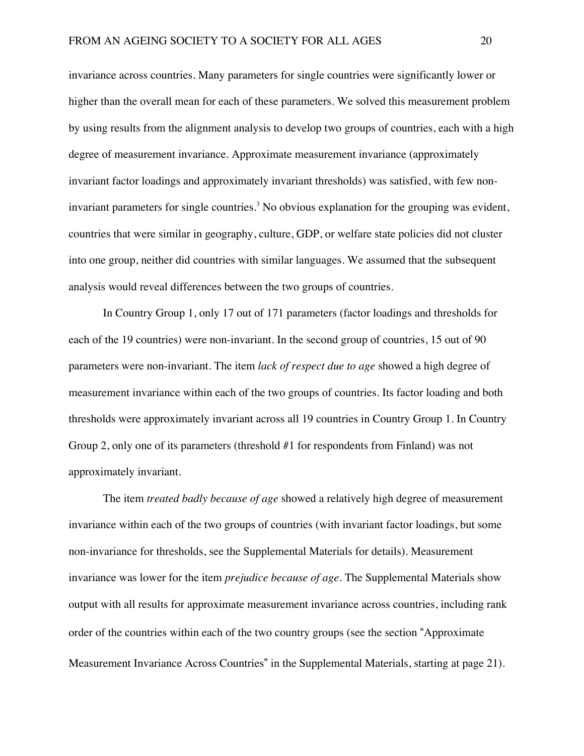invariance across countries. Many parameters for single countries were significantly lower or higher than the overall mean for each of these parameters. We solved this measurement problem by using results from the alignment analysis to develop two groups of countries, each with a high degree of measurement invariance. Approximate measurement invariance (approximately invariant factor loadings and approximately invariant thresholds) was satisfied, with few non-invariant parameters for single countries.[3] No obvious explanation for the grouping was evident, countries that were similar in geography, culture, GDP, or welfare state policies did not cluster into one group, neither did countries with similar languages. We assumed that the subsequent analysis would reveal differences between the two groups of countries.

In Country Group 1, only 17 out of 171 parameters (factor loadings and thresholds for each of the 19 countries) were non-invariant. In the second group of countries, 15 out of 90 parameters were non-invariant. The item *lack of respect due to age* showed a high degree of measurement invariance within each of the two groups of countries. Its factor loading and both thresholds were approximately invariant across all 19 countries in Country Group 1. In Country Group 2, only one of its parameters (threshold #1 for respondents from Finland) was not approximately invariant.

The item *treated badly because of age* showed a relatively high degree of measurement invariance within each of the two groups of countries (with invariant factor loadings, but some non-invariance for thresholds, see the Supplemental Materials for details). Measurement invariance was lower for the item *prejudice because of age*. The Supplemental Materials show output with all results for approximate measurement invariance across countries, including rank order of the countries within each of the two country groups (see the section "Approximate Measurement Invariance Across Countries" in the Supplemental Materials, starting at page 21).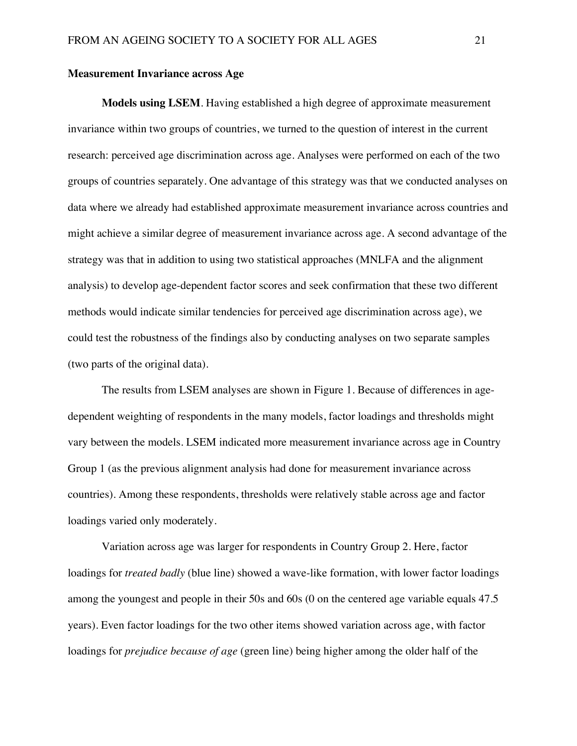## Measurement Invariance across Age

**Models using LSEM**. Having established a high degree of approximate measurement invariance within two groups of countries, we turned to the question of interest in the current research: perceived age discrimination across age. Analyses were performed on each of the two groups of countries separately. One advantage of this strategy was that we conducted analyses on data where we already had established approximate measurement invariance across countries and might achieve a similar degree of measurement invariance across age. A second advantage of the strategy was that in addition to using two statistical approaches (MNLFA and the alignment analysis) to develop age-dependent factor scores and seek confirmation that these two different methods would indicate similar tendencies for perceived age discrimination across age), we could test the robustness of the findings also by conducting analyses on two separate samples (two parts of the original data).

The results from LSEM analyses are shown in Figure 1. Because of differences in age-dependent weighting of respondents in the many models, factor loadings and thresholds might vary between the models. LSEM indicated more measurement invariance across age in Country Group 1 (as the previous alignment analysis had done for measurement invariance across countries). Among these respondents, thresholds were relatively stable across age and factor loadings varied only moderately.

Variation across age was larger for respondents in Country Group 2. Here, factor loadings for *treated badly* (blue line) showed a wave-like formation, with lower factor loadings among the youngest and people in their 50s and 60s (0 on the centered age variable equals 47.5 years). Even factor loadings for the two other items showed variation across age, with factor loadings for *prejudice because of age* (green line) being higher among the older half of the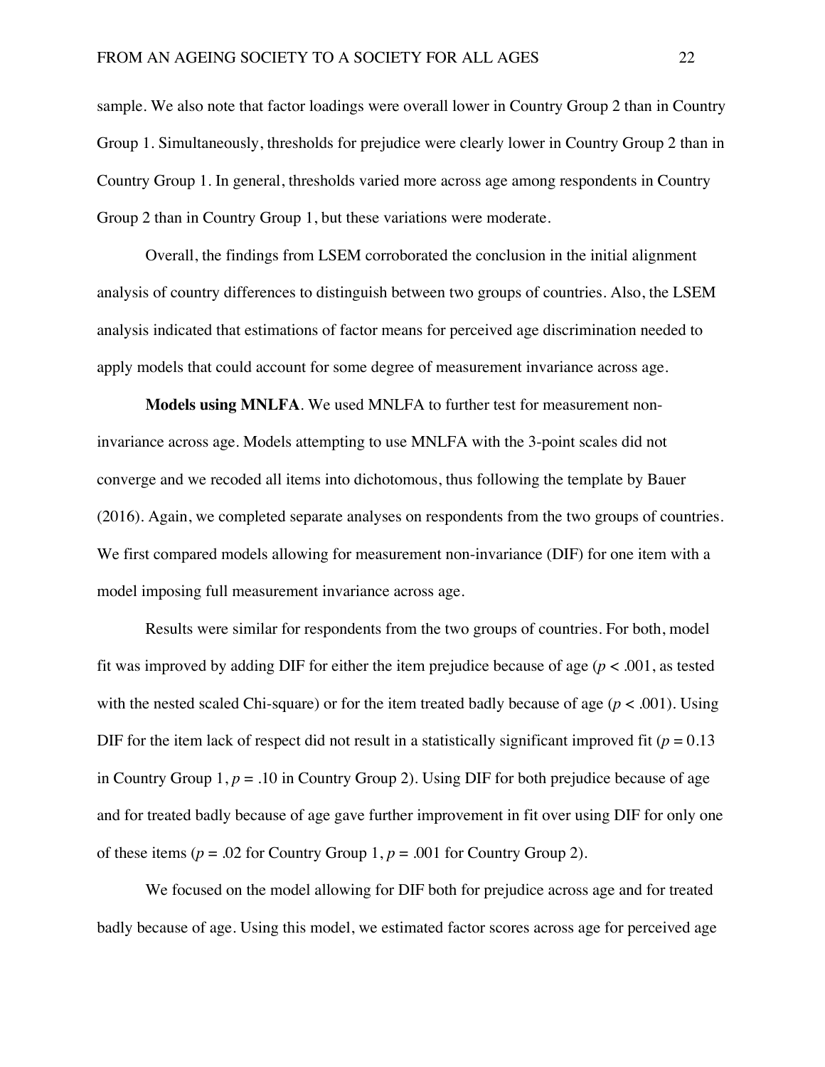sample. We also note that factor loadings were overall lower in Country Group 2 than in Country Group 1. Simultaneously, thresholds for prejudice were clearly lower in Country Group 2 than in Country Group 1. In general, thresholds varied more across age among respondents in Country Group 2 than in Country Group 1, but these variations were moderate.

Overall, the findings from LSEM corroborated the conclusion in the initial alignment analysis of country differences to distinguish between two groups of countries. Also, the LSEM analysis indicated that estimations of factor means for perceived age discrimination needed to apply models that could account for some degree of measurement invariance across age.

**Models using MNLFA**. We used MNLFA to further test for measurement non-invariance across age. Models attempting to use MNLFA with the 3-point scales did not converge and we recoded all items into dichotomous, thus following the template by Bauer (2016). Again, we completed separate analyses on respondents from the two groups of countries. We first compared models allowing for measurement non-invariance (DIF) for one item with a model imposing full measurement invariance across age.

Results were similar for respondents from the two groups of countries. For both, model fit was improved by adding DIF for either the item prejudice because of age ($p < .001$, as tested with the nested scaled Chi-square) or for the item treated badly because of age ($p < .001$). Using DIF for the item lack of respect did not result in a statistically significant improved fit ($p = 0.13$ in Country Group 1, $p = .10$ in Country Group 2). Using DIF for both prejudice because of age and for treated badly because of age gave further improvement in fit over using DIF for only one of these items ($p = .02$ for Country Group 1, $p = .001$ for Country Group 2).

We focused on the model allowing for DIF both for prejudice across age and for treated badly because of age. Using this model, we estimated factor scores across age for perceived age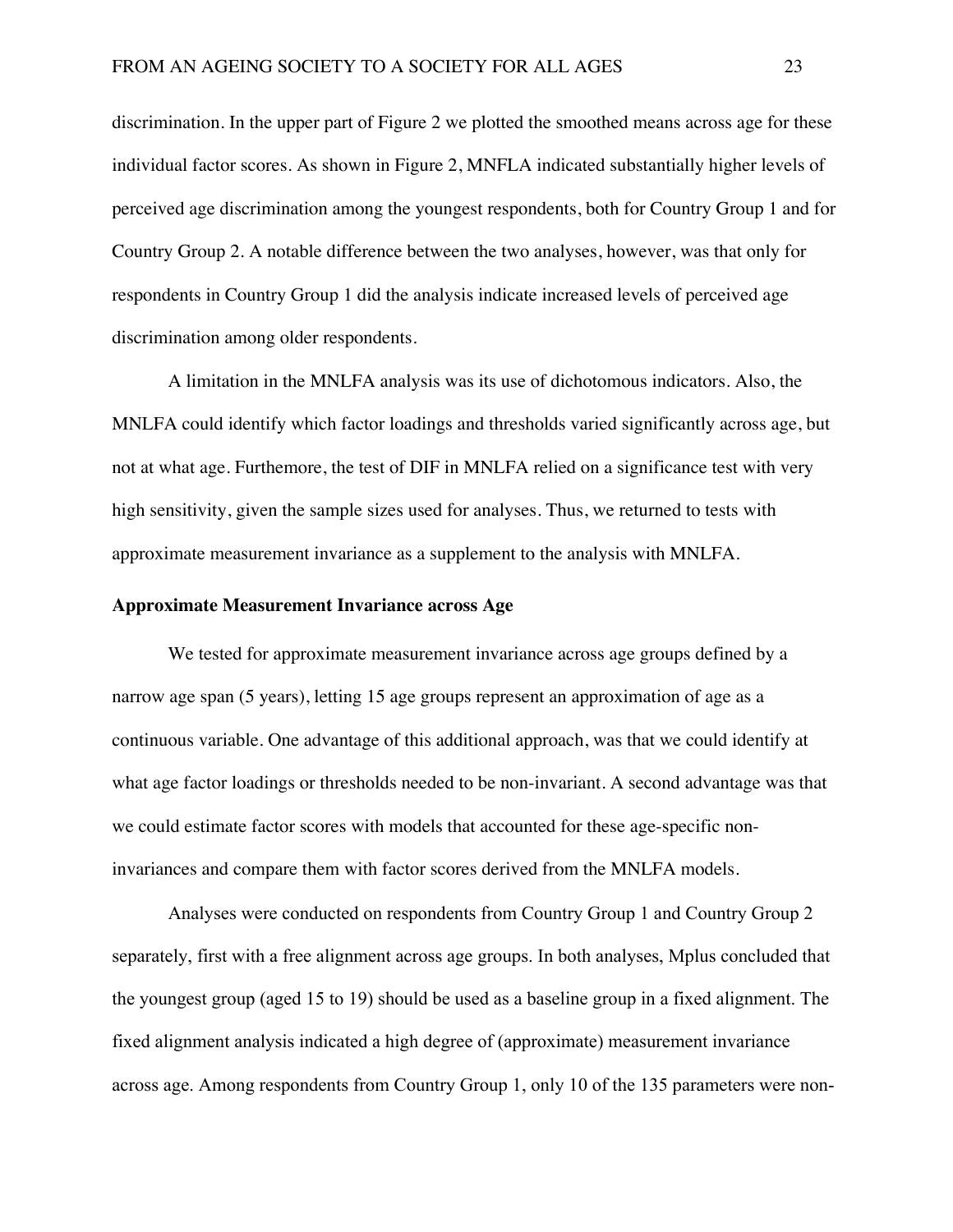discrimination. In the upper part of Figure 2 we plotted the smoothed means across age for these individual factor scores. As shown in Figure 2, MNFLA indicated substantially higher levels of perceived age discrimination among the youngest respondents, both for Country Group 1 and for Country Group 2. A notable difference between the two analyses, however, was that only for respondents in Country Group 1 did the analysis indicate increased levels of perceived age discrimination among older respondents.

A limitation in the MNLFA analysis was its use of dichotomous indicators. Also, the MNLFA could identify which factor loadings and thresholds varied significantly across age, but not at what age. Furthemore, the test of DIF in MNLFA relied on a significance test with very high sensitivity, given the sample sizes used for analyses. Thus, we returned to tests with approximate measurement invariance as a supplement to the analysis with MNLFA.

**Approximate Measurement Invariance across Age**

We tested for approximate measurement invariance across age groups defined by a narrow age span (5 years), letting 15 age groups represent an approximation of age as a continuous variable. One advantage of this additional approach, was that we could identify at what age factor loadings or thresholds needed to be non-invariant. A second advantage was that we could estimate factor scores with models that accounted for these age-specific non-invariances and compare them with factor scores derived from the MNLFA models.

Analyses were conducted on respondents from Country Group 1 and Country Group 2 separately, first with a free alignment across age groups. In both analyses, Mplus concluded that the youngest group (aged 15 to 19) should be used as a baseline group in a fixed alignment. The fixed alignment analysis indicated a high degree of (approximate) measurement invariance across age. Among respondents from Country Group 1, only 10 of the 135 parameters were non-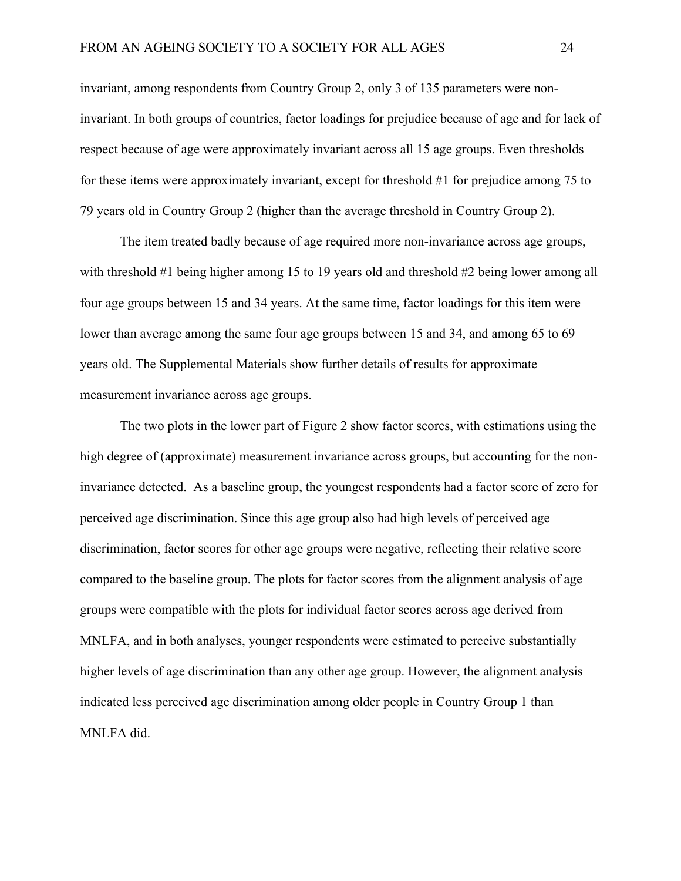invariant, among respondents from Country Group 2, only 3 of 135 parameters were non-invariant. In both groups of countries, factor loadings for prejudice because of age and for lack of respect because of age were approximately invariant across all 15 age groups. Even thresholds for these items were approximately invariant, except for threshold #1 for prejudice among 75 to 79 years old in Country Group 2 (higher than the average threshold in Country Group 2).

The item treated badly because of age required more non-invariance across age groups, with threshold #1 being higher among 15 to 19 years old and threshold #2 being lower among all four age groups between 15 and 34 years. At the same time, factor loadings for this item were lower than average among the same four age groups between 15 and 34, and among 65 to 69 years old. The Supplemental Materials show further details of results for approximate measurement invariance across age groups.

The two plots in the lower part of Figure 2 show factor scores, with estimations using the high degree of (approximate) measurement invariance across groups, but accounting for the non-invariance detected. As a baseline group, the youngest respondents had a factor score of zero for perceived age discrimination. Since this age group also had high levels of perceived age discrimination, factor scores for other age groups were negative, reflecting their relative score compared to the baseline group. The plots for factor scores from the alignment analysis of age groups were compatible with the plots for individual factor scores across age derived from MNLFA, and in both analyses, younger respondents were estimated to perceive substantially higher levels of age discrimination than any other age group. However, the alignment analysis indicated less perceived age discrimination among older people in Country Group 1 than MNLFA did.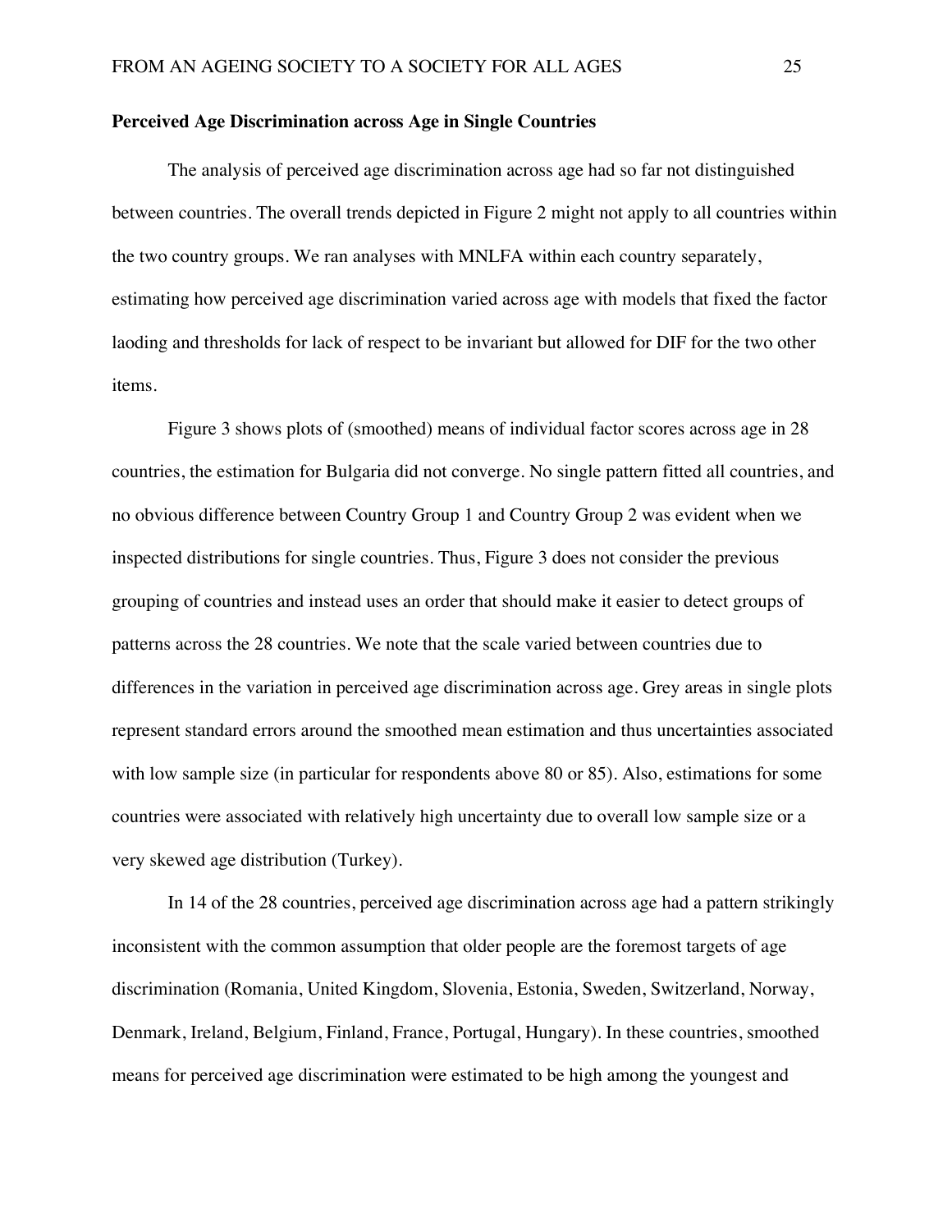**Perceived Age Discrimination across Age in Single Countries**

The analysis of perceived age discrimination across age had so far not distinguished between countries. The overall trends depicted in Figure 2 might not apply to all countries within the two country groups. We ran analyses with MNLFA within each country separately, estimating how perceived age discrimination varied across age with models that fixed the factor laoding and thresholds for lack of respect to be invariant but allowed for DIF for the two other items.

Figure 3 shows plots of (smoothed) means of individual factor scores across age in 28 countries, the estimation for Bulgaria did not converge. No single pattern fitted all countries, and no obvious difference between Country Group 1 and Country Group 2 was evident when we inspected distributions for single countries. Thus, Figure 3 does not consider the previous grouping of countries and instead uses an order that should make it easier to detect groups of patterns across the 28 countries. We note that the scale varied between countries due to differences in the variation in perceived age discrimination across age. Grey areas in single plots represent standard errors around the smoothed mean estimation and thus uncertainties associated with low sample size (in particular for respondents above 80 or 85). Also, estimations for some countries were associated with relatively high uncertainty due to overall low sample size or a very skewed age distribution (Turkey).

In 14 of the 28 countries, perceived age discrimination across age had a pattern strikingly inconsistent with the common assumption that older people are the foremost targets of age discrimination (Romania, United Kingdom, Slovenia, Estonia, Sweden, Switzerland, Norway, Denmark, Ireland, Belgium, Finland, France, Portugal, Hungary). In these countries, smoothed means for perceived age discrimination were estimated to be high among the youngest and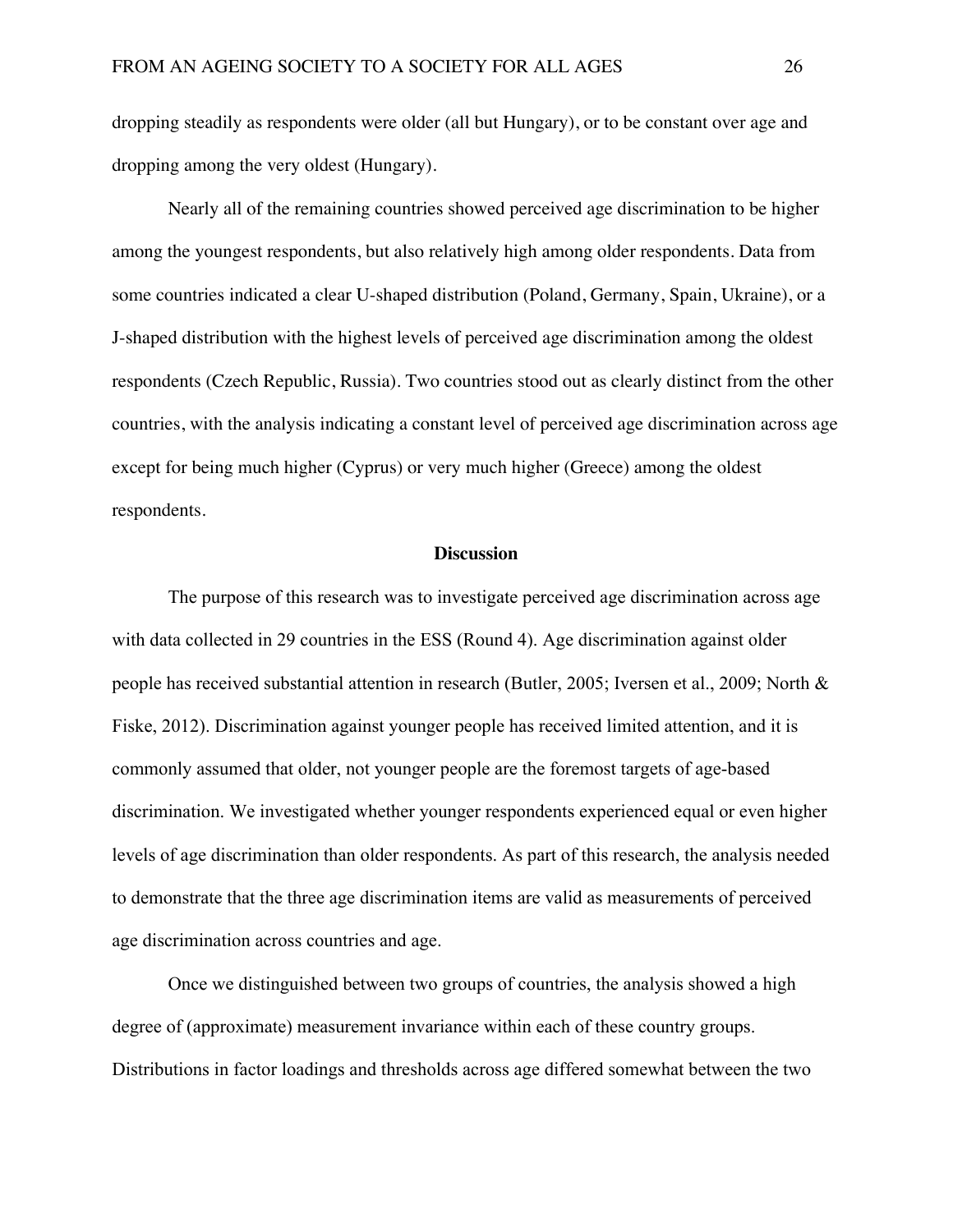dropping steadily as respondents were older (all but Hungary), or to be constant over age and dropping among the very oldest (Hungary).

Nearly all of the remaining countries showed perceived age discrimination to be higher among the youngest respondents, but also relatively high among older respondents. Data from some countries indicated a clear U-shaped distribution (Poland, Germany, Spain, Ukraine), or a J-shaped distribution with the highest levels of perceived age discrimination among the oldest respondents (Czech Republic, Russia). Two countries stood out as clearly distinct from the other countries, with the analysis indicating a constant level of perceived age discrimination across age except for being much higher (Cyprus) or very much higher (Greece) among the oldest respondents.

## Discussion

The purpose of this research was to investigate perceived age discrimination across age with data collected in 29 countries in the ESS (Round 4). Age discrimination against older people has received substantial attention in research (Butler, 2005; Iversen et al., 2009; North & Fiske, 2012). Discrimination against younger people has received limited attention, and it is commonly assumed that older, not younger people are the foremost targets of age-based discrimination. We investigated whether younger respondents experienced equal or even higher levels of age discrimination than older respondents. As part of this research, the analysis needed to demonstrate that the three age discrimination items are valid as measurements of perceived age discrimination across countries and age.

Once we distinguished between two groups of countries, the analysis showed a high degree of (approximate) measurement invariance within each of these country groups. Distributions in factor loadings and thresholds across age differed somewhat between the two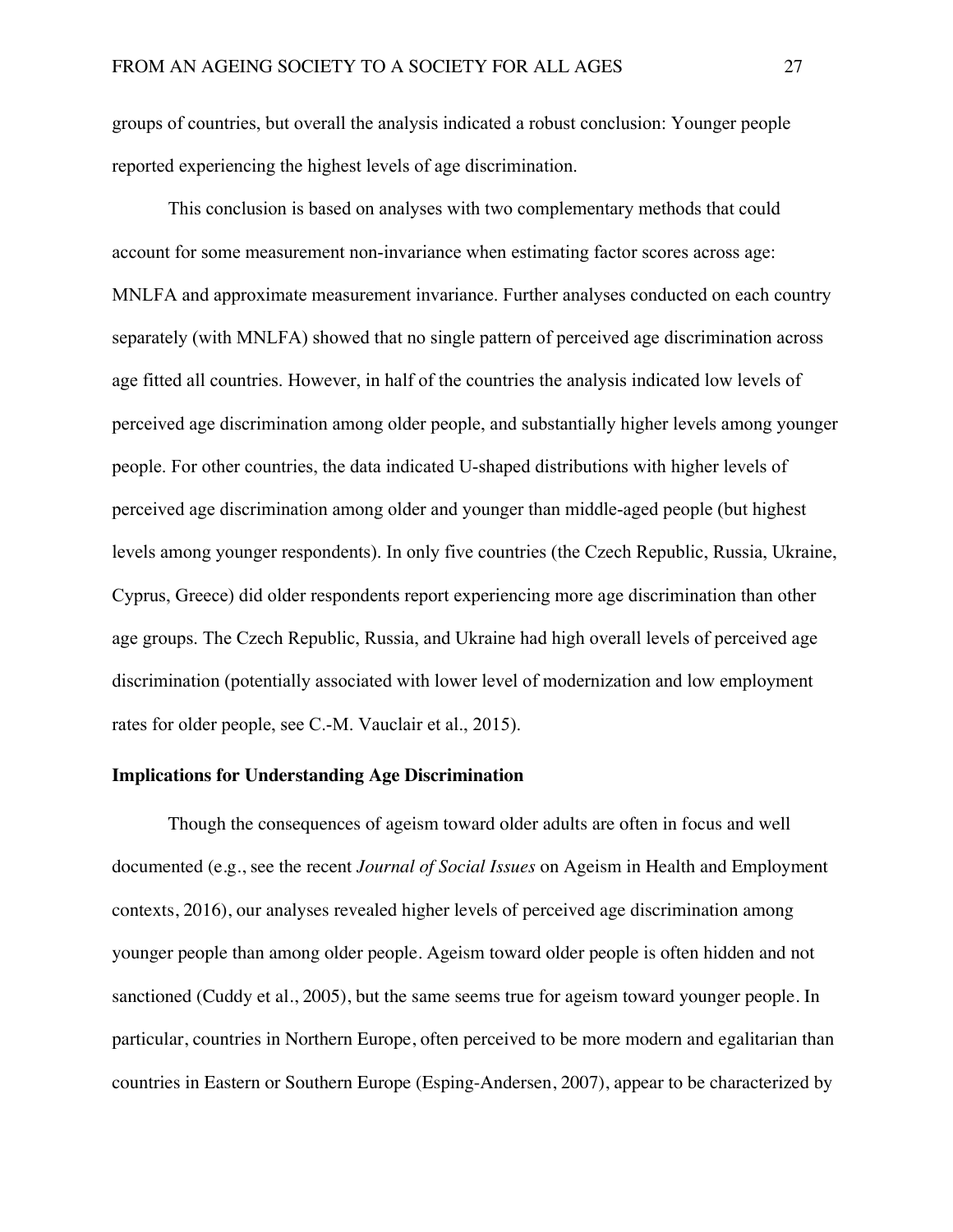groups of countries, but overall the analysis indicated a robust conclusion: Younger people reported experiencing the highest levels of age discrimination.

This conclusion is based on analyses with two complementary methods that could account for some measurement non-invariance when estimating factor scores across age: MNLFA and approximate measurement invariance. Further analyses conducted on each country separately (with MNLFA) showed that no single pattern of perceived age discrimination across age fitted all countries. However, in half of the countries the analysis indicated low levels of perceived age discrimination among older people, and substantially higher levels among younger people. For other countries, the data indicated U-shaped distributions with higher levels of perceived age discrimination among older and younger than middle-aged people (but highest levels among younger respondents). In only five countries (the Czech Republic, Russia, Ukraine, Cyprus, Greece) did older respondents report experiencing more age discrimination than other age groups. The Czech Republic, Russia, and Ukraine had high overall levels of perceived age discrimination (potentially associated with lower level of modernization and low employment rates for older people, see C.-M. Vauclair et al., 2015).

**Implications for Understanding Age Discrimination**

Though the consequences of ageism toward older adults are often in focus and well documented (e.g., see the recent *Journal of Social Issues* on Ageism in Health and Employment contexts, 2016), our analyses revealed higher levels of perceived age discrimination among younger people than among older people. Ageism toward older people is often hidden and not sanctioned (Cuddy et al., 2005), but the same seems true for ageism toward younger people. In particular, countries in Northern Europe, often perceived to be more modern and egalitarian than countries in Eastern or Southern Europe (Esping-Andersen, 2007), appear to be characterized by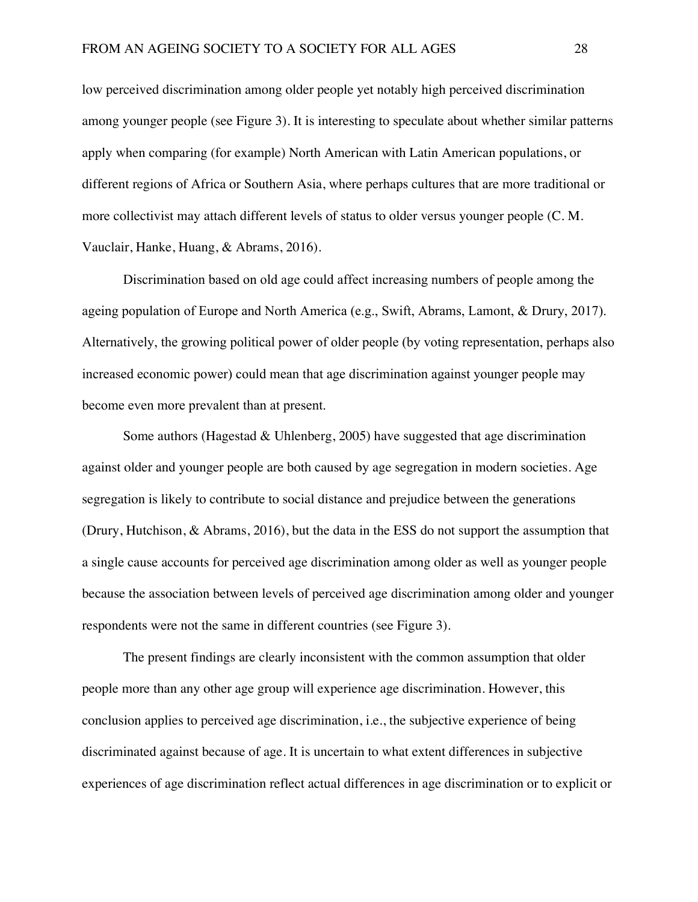low perceived discrimination among older people yet notably high perceived discrimination among younger people (see Figure 3). It is interesting to speculate about whether similar patterns apply when comparing (for example) North American with Latin American populations, or different regions of Africa or Southern Asia, where perhaps cultures that are more traditional or more collectivist may attach different levels of status to older versus younger people (C. M. Vauclair, Hanke, Huang, & Abrams, 2016).

Discrimination based on old age could affect increasing numbers of people among the ageing population of Europe and North America (e.g., Swift, Abrams, Lamont, & Drury, 2017). Alternatively, the growing political power of older people (by voting representation, perhaps also increased economic power) could mean that age discrimination against younger people may become even more prevalent than at present.

Some authors (Hagestad & Uhlenberg, 2005) have suggested that age discrimination against older and younger people are both caused by age segregation in modern societies. Age segregation is likely to contribute to social distance and prejudice between the generations (Drury, Hutchison, & Abrams, 2016), but the data in the ESS do not support the assumption that a single cause accounts for perceived age discrimination among older as well as younger people because the association between levels of perceived age discrimination among older and younger respondents were not the same in different countries (see Figure 3).

The present findings are clearly inconsistent with the common assumption that older people more than any other age group will experience age discrimination. However, this conclusion applies to perceived age discrimination, i.e., the subjective experience of being discriminated against because of age. It is uncertain to what extent differences in subjective experiences of age discrimination reflect actual differences in age discrimination or to explicit or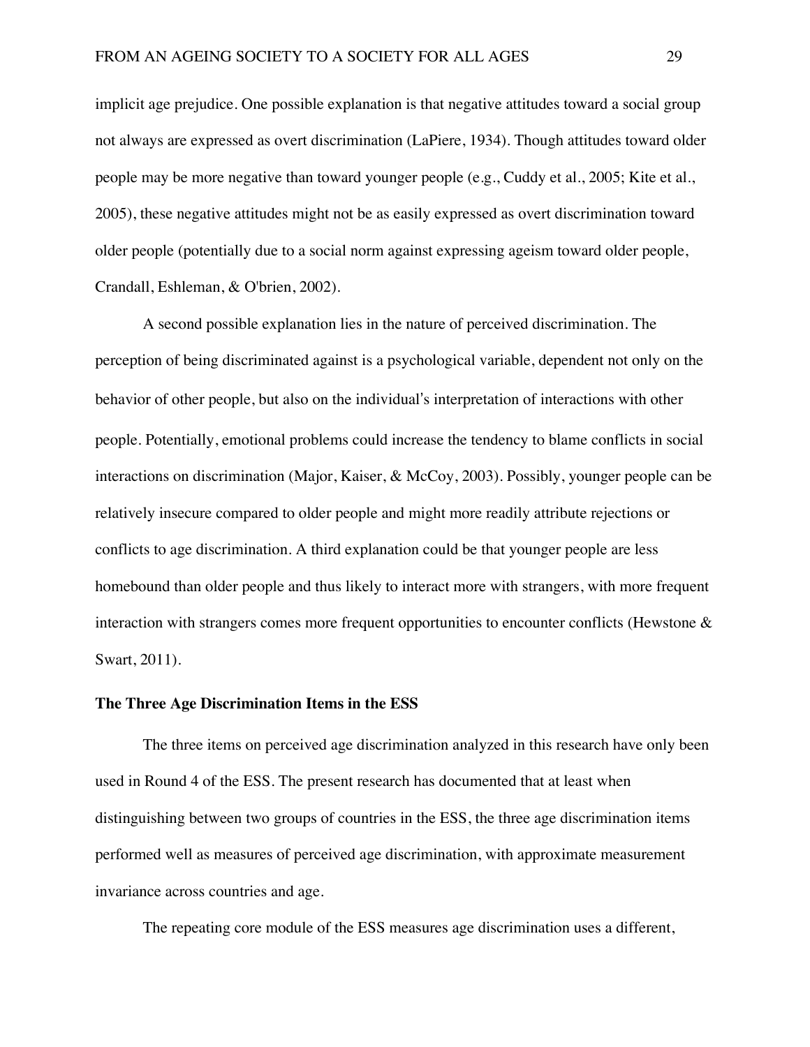implicit age prejudice. One possible explanation is that negative attitudes toward a social group not always are expressed as overt discrimination (LaPiere, 1934). Though attitudes toward older people may be more negative than toward younger people (e.g., Cuddy et al., 2005; Kite et al., 2005), these negative attitudes might not be as easily expressed as overt discrimination toward older people (potentially due to a social norm against expressing ageism toward older people, Crandall, Eshleman, & O'brien, 2002).

A second possible explanation lies in the nature of perceived discrimination. The perception of being discriminated against is a psychological variable, dependent not only on the behavior of other people, but also on the individual's interpretation of interactions with other people. Potentially, emotional problems could increase the tendency to blame conflicts in social interactions on discrimination (Major, Kaiser, & McCoy, 2003). Possibly, younger people can be relatively insecure compared to older people and might more readily attribute rejections or conflicts to age discrimination. A third explanation could be that younger people are less homebound than older people and thus likely to interact more with strangers, with more frequent interaction with strangers comes more frequent opportunities to encounter conflicts (Hewstone & Swart, 2011).

### The Three Age Discrimination Items in the ESS

The three items on perceived age discrimination analyzed in this research have only been used in Round 4 of the ESS. The present research has documented that at least when distinguishing between two groups of countries in the ESS, the three age discrimination items performed well as measures of perceived age discrimination, with approximate measurement invariance across countries and age.

The repeating core module of the ESS measures age discrimination uses a different,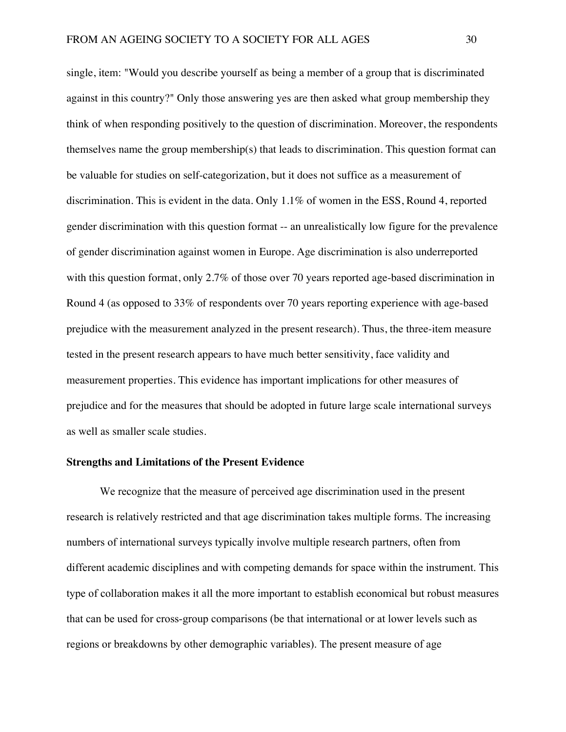single, item: "Would you describe yourself as being a member of a group that is discriminated against in this country?" Only those answering yes are then asked what group membership they think of when responding positively to the question of discrimination. Moreover, the respondents themselves name the group membership(s) that leads to discrimination. This question format can be valuable for studies on self-categorization, but it does not suffice as a measurement of discrimination. This is evident in the data. Only 1.1% of women in the ESS, Round 4, reported gender discrimination with this question format -- an unrealistically low figure for the prevalence of gender discrimination against women in Europe. Age discrimination is also underreported with this question format, only 2.7% of those over 70 years reported age-based discrimination in Round 4 (as opposed to 33% of respondents over 70 years reporting experience with age-based prejudice with the measurement analyzed in the present research). Thus, the three-item measure tested in the present research appears to have much better sensitivity, face validity and measurement properties. This evidence has important implications for other measures of prejudice and for the measures that should be adopted in future large scale international surveys as well as smaller scale studies.

## Strengths and Limitations of the Present Evidence

We recognize that the measure of perceived age discrimination used in the present research is relatively restricted and that age discrimination takes multiple forms. The increasing numbers of international surveys typically involve multiple research partners, often from different academic disciplines and with competing demands for space within the instrument. This type of collaboration makes it all the more important to establish economical but robust measures that can be used for cross-group comparisons (be that international or at lower levels such as regions or breakdowns by other demographic variables). The present measure of age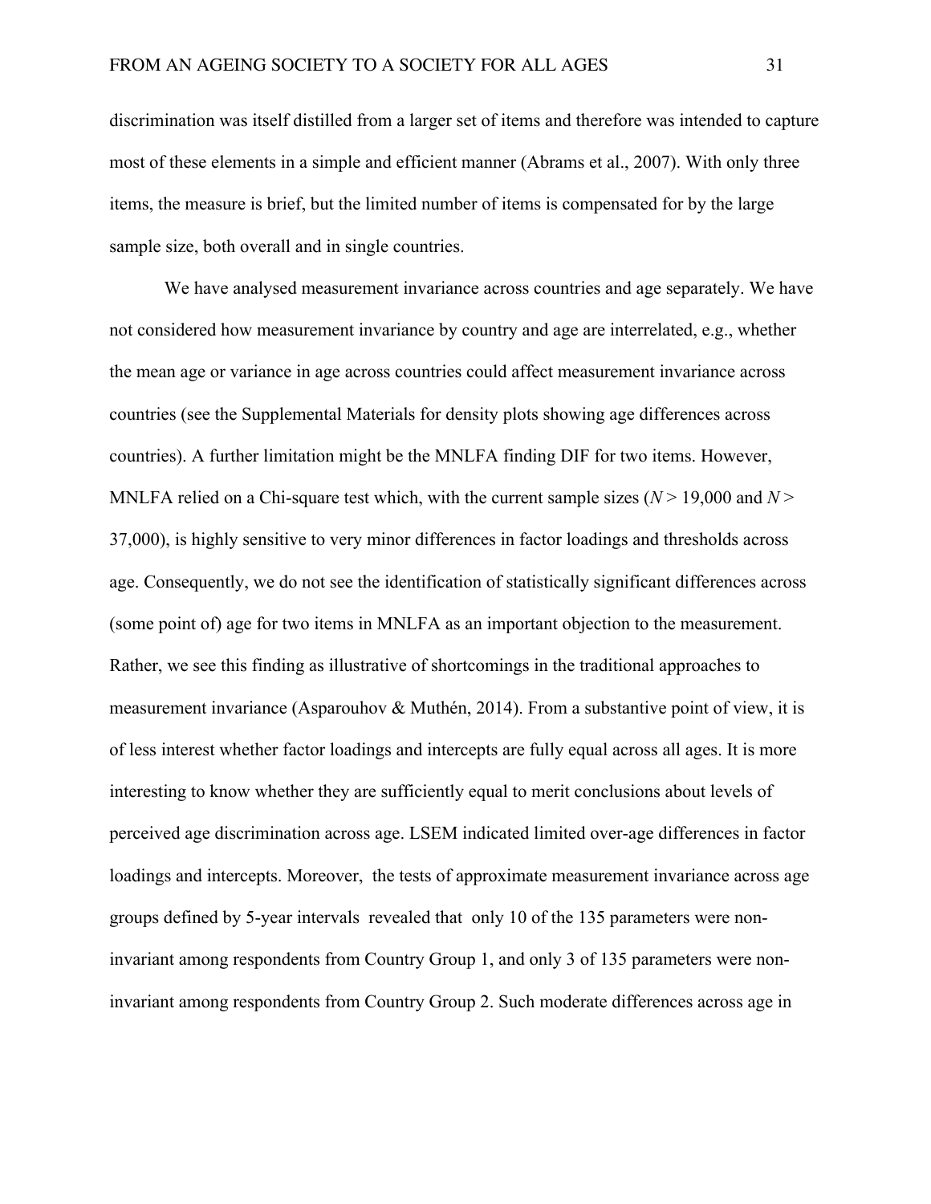discrimination was itself distilled from a larger set of items and therefore was intended to capture most of these elements in a simple and efficient manner (Abrams et al., 2007). With only three items, the measure is brief, but the limited number of items is compensated for by the large sample size, both overall and in single countries.

We have analysed measurement invariance across countries and age separately. We have not considered how measurement invariance by country and age are interrelated, e.g., whether the mean age or variance in age across countries could affect measurement invariance across countries (see the Supplemental Materials for density plots showing age differences across countries). A further limitation might be the MNLFA finding DIF for two items. However, MNLFA relied on a Chi-square test which, with the current sample sizes ($N > 19{,}000$ and $N > 37{,}000$), is highly sensitive to very minor differences in factor loadings and thresholds across age. Consequently, we do not see the identification of statistically significant differences across (some point of) age for two items in MNLFA as an important objection to the measurement. Rather, we see this finding as illustrative of shortcomings in the traditional approaches to measurement invariance (Asparouhov & Muthén, 2014). From a substantive point of view, it is of less interest whether factor loadings and intercepts are fully equal across all ages. It is more interesting to know whether they are sufficiently equal to merit conclusions about levels of perceived age discrimination across age. LSEM indicated limited over-age differences in factor loadings and intercepts. Moreover, the tests of approximate measurement invariance across age groups defined by 5-year intervals revealed that only 10 of the 135 parameters were non-invariant among respondents from Country Group 1, and only 3 of 135 parameters were non-invariant among respondents from Country Group 2. Such moderate differences across age in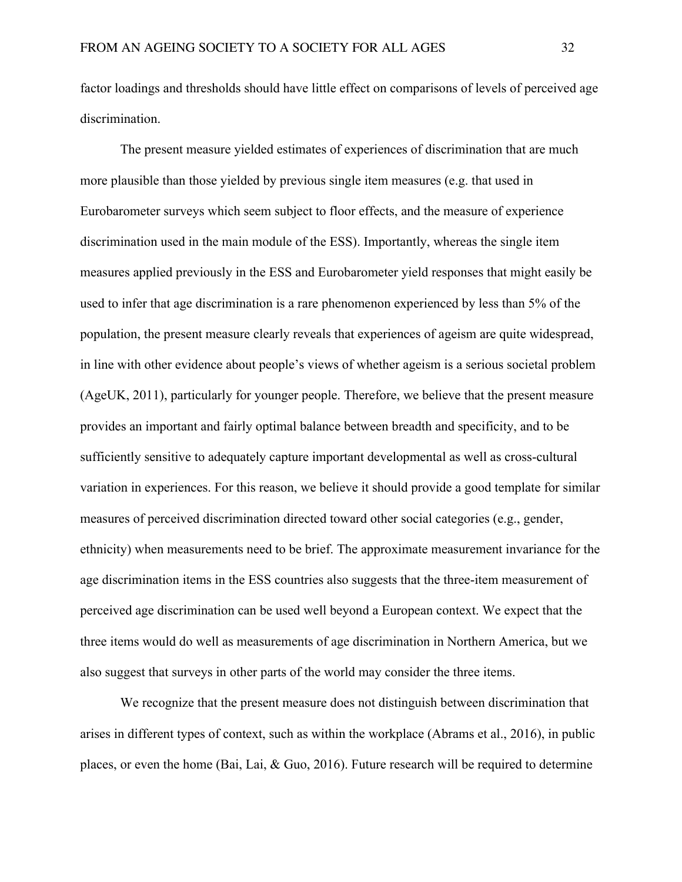factor loadings and thresholds should have little effect on comparisons of levels of perceived age discrimination.

The present measure yielded estimates of experiences of discrimination that are much more plausible than those yielded by previous single item measures (e.g. that used in Eurobarometer surveys which seem subject to floor effects, and the measure of experience discrimination used in the main module of the ESS). Importantly, whereas the single item measures applied previously in the ESS and Eurobarometer yield responses that might easily be used to infer that age discrimination is a rare phenomenon experienced by less than 5% of the population, the present measure clearly reveals that experiences of ageism are quite widespread, in line with other evidence about people's views of whether ageism is a serious societal problem (AgeUK, 2011), particularly for younger people. Therefore, we believe that the present measure provides an important and fairly optimal balance between breadth and specificity, and to be sufficiently sensitive to adequately capture important developmental as well as cross-cultural variation in experiences. For this reason, we believe it should provide a good template for similar measures of perceived discrimination directed toward other social categories (e.g., gender, ethnicity) when measurements need to be brief. The approximate measurement invariance for the age discrimination items in the ESS countries also suggests that the three-item measurement of perceived age discrimination can be used well beyond a European context. We expect that the three items would do well as measurements of age discrimination in Northern America, but we also suggest that surveys in other parts of the world may consider the three items.

We recognize that the present measure does not distinguish between discrimination that arises in different types of context, such as within the workplace (Abrams et al., 2016), in public places, or even the home (Bai, Lai, & Guo, 2016). Future research will be required to determine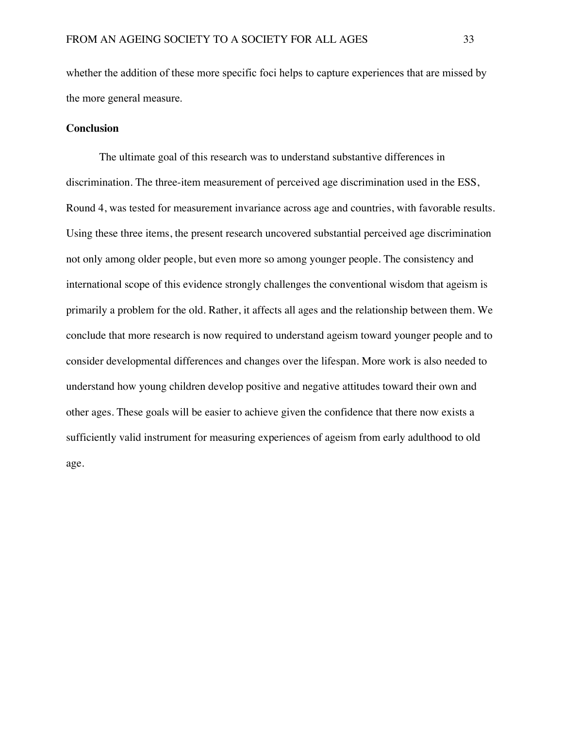whether the addition of these more specific foci helps to capture experiences that are missed by the more general measure.

## Conclusion

The ultimate goal of this research was to understand substantive differences in discrimination. The three-item measurement of perceived age discrimination used in the ESS, Round 4, was tested for measurement invariance across age and countries, with favorable results. Using these three items, the present research uncovered substantial perceived age discrimination not only among older people, but even more so among younger people. The consistency and international scope of this evidence strongly challenges the conventional wisdom that ageism is primarily a problem for the old. Rather, it affects all ages and the relationship between them. We conclude that more research is now required to understand ageism toward younger people and to consider developmental differences and changes over the lifespan. More work is also needed to understand how young children develop positive and negative attitudes toward their own and other ages. These goals will be easier to achieve given the confidence that there now exists a sufficiently valid instrument for measuring experiences of ageism from early adulthood to old age.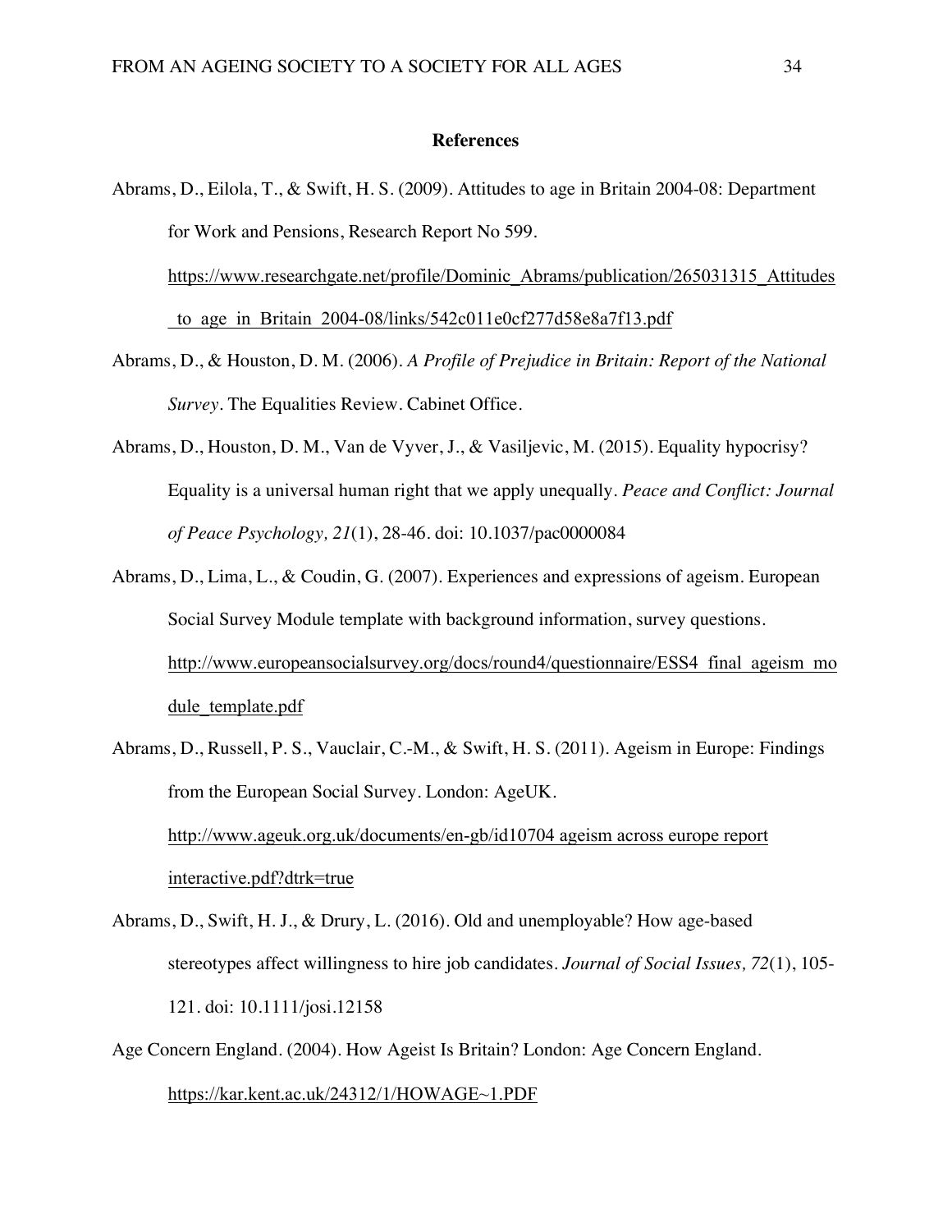## References

Abrams, D., Eilola, T., & Swift, H. S. (2009). Attitudes to age in Britain 2004-08: Department for Work and Pensions, Research Report No 599. https://www.researchgate.net/profile/Dominic_Abrams/publication/265031315_Attitudes_to_age_in_Britain_2004-08/links/542c011e0cf277d58e8a7f13.pdf

Abrams, D., & Houston, D. M. (2006). *A Profile of Prejudice in Britain: Report of the National Survey*. The Equalities Review. Cabinet Office.

Abrams, D., Houston, D. M., Van de Vyver, J., & Vasiljevic, M. (2015). Equality hypocrisy? Equality is a universal human right that we apply unequally. *Peace and Conflict: Journal of Peace Psychology, 21*(1), 28-46. doi: 10.1037/pac0000084

Abrams, D., Lima, L., & Coudin, G. (2007). Experiences and expressions of ageism. European Social Survey Module template with background information, survey questions. http://www.europeansocialsurvey.org/docs/round4/questionnaire/ESS4_final_ageism_module_template.pdf

Abrams, D., Russell, P. S., Vauclair, C.-M., & Swift, H. S. (2011). Ageism in Europe: Findings from the European Social Survey. London: AgeUK. http://www.ageuk.org.uk/documents/en-gb/id10704 ageism across europe report interactive.pdf?dtrk=true

Abrams, D., Swift, H. J., & Drury, L. (2016). Old and unemployable? How age-based stereotypes affect willingness to hire job candidates. *Journal of Social Issues, 72*(1), 105-121. doi: 10.1111/josi.12158

Age Concern England. (2004). How Ageist Is Britain? London: Age Concern England. https://kar.kent.ac.uk/24312/1/HOWAGE~1.PDF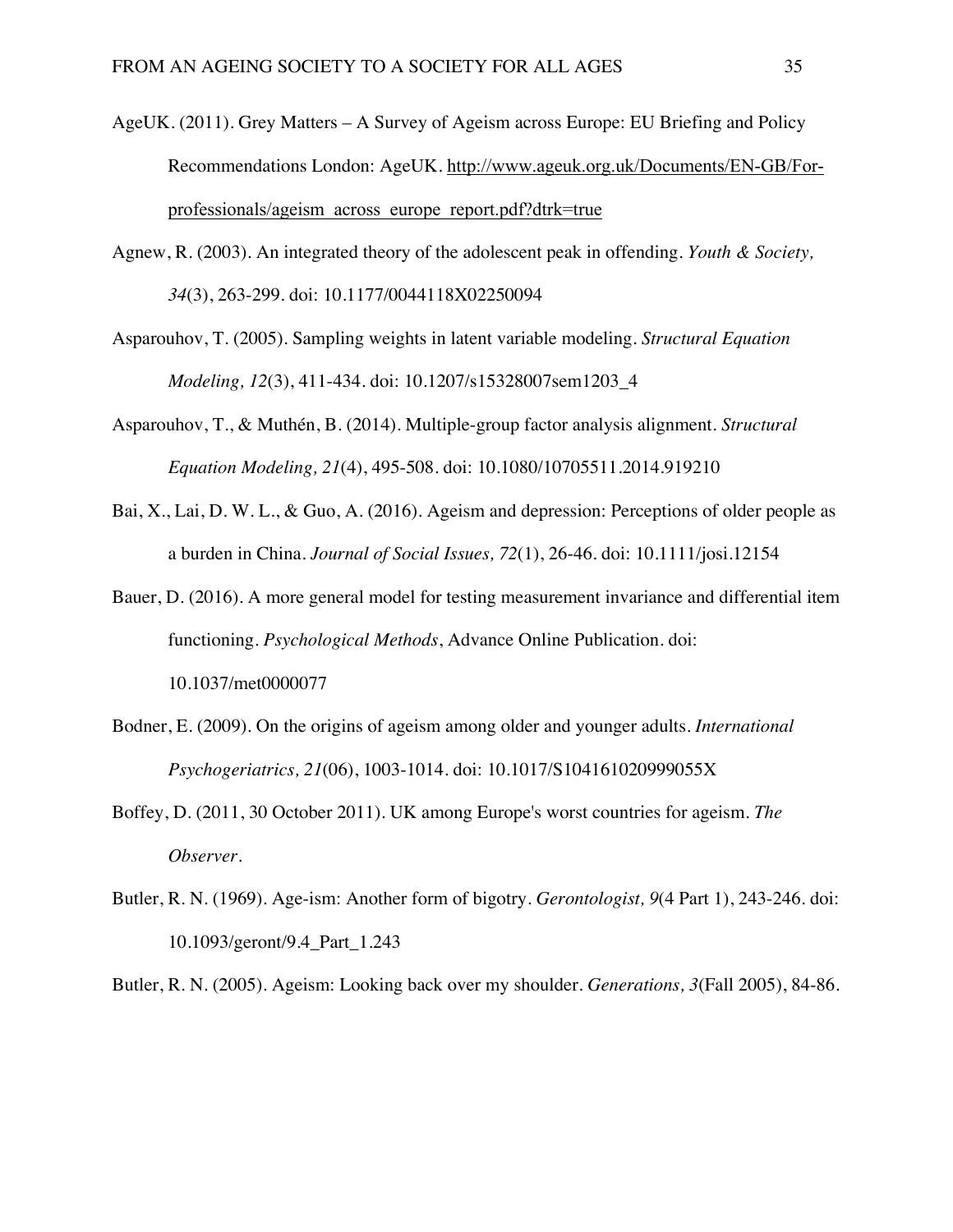AgeUK. (2011). Grey Matters – A Survey of Ageism across Europe: EU Briefing and Policy Recommendations London: AgeUK. http://www.ageuk.org.uk/Documents/EN-GB/For-professionals/ageism_across_europe_report.pdf?dtrk=true

Agnew, R. (2003). An integrated theory of the adolescent peak in offending. *Youth & Society, 34*(3), 263-299. doi: 10.1177/0044118X02250094

Asparouhov, T. (2005). Sampling weights in latent variable modeling. *Structural Equation Modeling, 12*(3), 411-434. doi: 10.1207/s15328007sem1203_4

Asparouhov, T., & Muthén, B. (2014). Multiple-group factor analysis alignment. *Structural Equation Modeling, 21*(4), 495-508. doi: 10.1080/10705511.2014.919210

Bai, X., Lai, D. W. L., & Guo, A. (2016). Ageism and depression: Perceptions of older people as a burden in China. *Journal of Social Issues, 72*(1), 26-46. doi: 10.1111/josi.12154

Bauer, D. (2016). A more general model for testing measurement invariance and differential item functioning. *Psychological Methods*, Advance Online Publication. doi: 10.1037/met0000077

Bodner, E. (2009). On the origins of ageism among older and younger adults. *International Psychogeriatrics, 21*(06), 1003-1014. doi: 10.1017/S104161020999055X

Boffey, D. (2011, 30 October 2011). UK among Europe's worst countries for ageism. *The Observer*.

Butler, R. N. (1969). Age-ism: Another form of bigotry. *Gerontologist, 9*(4 Part 1), 243-246. doi: 10.1093/geront/9.4_Part_1.243

Butler, R. N. (2005). Ageism: Looking back over my shoulder. *Generations, 3*(Fall 2005), 84-86.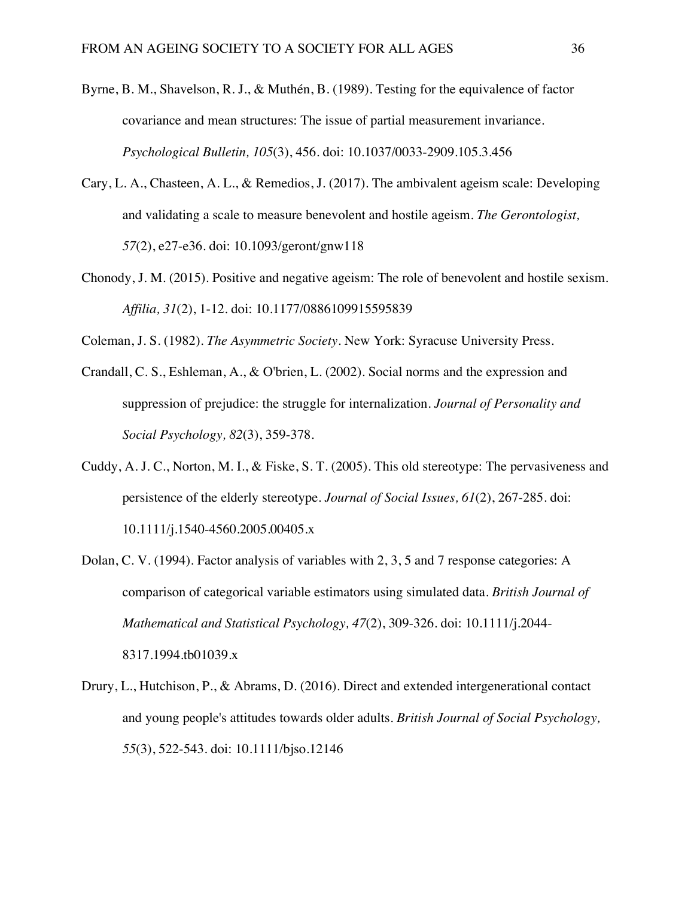Byrne, B. M., Shavelson, R. J., & Muthén, B. (1989). Testing for the equivalence of factor covariance and mean structures: The issue of partial measurement invariance. *Psychological Bulletin, 105*(3), 456. doi: 10.1037/0033-2909.105.3.456

Cary, L. A., Chasteen, A. L., & Remedios, J. (2017). The ambivalent ageism scale: Developing and validating a scale to measure benevolent and hostile ageism. *The Gerontologist, 57*(2), e27-e36. doi: 10.1093/geront/gnw118

Chonody, J. M. (2015). Positive and negative ageism: The role of benevolent and hostile sexism. *Affilia, 31*(2), 1-12. doi: 10.1177/0886109915595839

Coleman, J. S. (1982). *The Asymmetric Society*. New York: Syracuse University Press.

Crandall, C. S., Eshleman, A., & O'brien, L. (2002). Social norms and the expression and suppression of prejudice: the struggle for internalization. *Journal of Personality and Social Psychology, 82*(3), 359-378.

Cuddy, A. J. C., Norton, M. I., & Fiske, S. T. (2005). This old stereotype: The pervasiveness and persistence of the elderly stereotype. *Journal of Social Issues, 61*(2), 267-285. doi: 10.1111/j.1540-4560.2005.00405.x

Dolan, C. V. (1994). Factor analysis of variables with 2, 3, 5 and 7 response categories: A comparison of categorical variable estimators using simulated data. *British Journal of Mathematical and Statistical Psychology, 47*(2), 309-326. doi: 10.1111/j.2044-8317.1994.tb01039.x

Drury, L., Hutchison, P., & Abrams, D. (2016). Direct and extended intergenerational contact and young people's attitudes towards older adults. *British Journal of Social Psychology, 55*(3), 522-543. doi: 10.1111/bjso.12146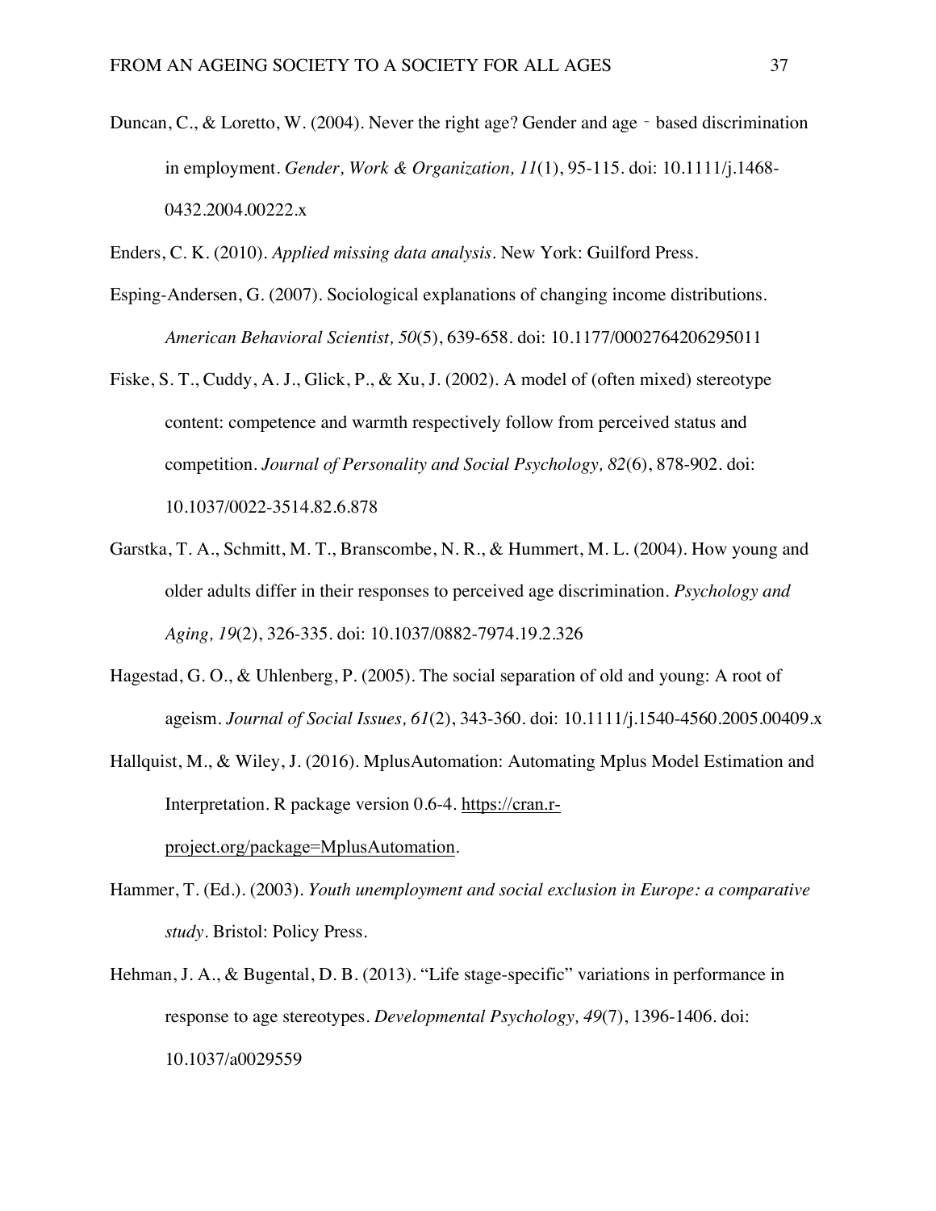Duncan, C., & Loretto, W. (2004). Never the right age? Gender and age‐based discrimination in employment. *Gender, Work & Organization, 11*(1), 95-115. doi: 10.1111/j.1468-0432.2004.00222.x

Enders, C. K. (2010). *Applied missing data analysis*. New York: Guilford Press.

Esping-Andersen, G. (2007). Sociological explanations of changing income distributions. *American Behavioral Scientist, 50*(5), 639-658. doi: 10.1177/0002764206295011

Fiske, S. T., Cuddy, A. J., Glick, P., & Xu, J. (2002). A model of (often mixed) stereotype content: competence and warmth respectively follow from perceived status and competition. *Journal of Personality and Social Psychology, 82*(6), 878-902. doi: 10.1037/0022-3514.82.6.878

Garstka, T. A., Schmitt, M. T., Branscombe, N. R., & Hummert, M. L. (2004). How young and older adults differ in their responses to perceived age discrimination. *Psychology and Aging, 19*(2), 326-335. doi: 10.1037/0882-7974.19.2.326

Hagestad, G. O., & Uhlenberg, P. (2005). The social separation of old and young: A root of ageism. *Journal of Social Issues, 61*(2), 343-360. doi: 10.1111/j.1540-4560.2005.00409.x

Hallquist, M., & Wiley, J. (2016). MplusAutomation: Automating Mplus Model Estimation and Interpretation. R package version 0.6-4. https://cran.r-project.org/package=MplusAutomation.

Hammer, T. (Ed.). (2003). *Youth unemployment and social exclusion in Europe: a comparative study*. Bristol: Policy Press.

Hehman, J. A., & Bugental, D. B. (2013). "Life stage-specific" variations in performance in response to age stereotypes. *Developmental Psychology, 49*(7), 1396-1406. doi: 10.1037/a0029559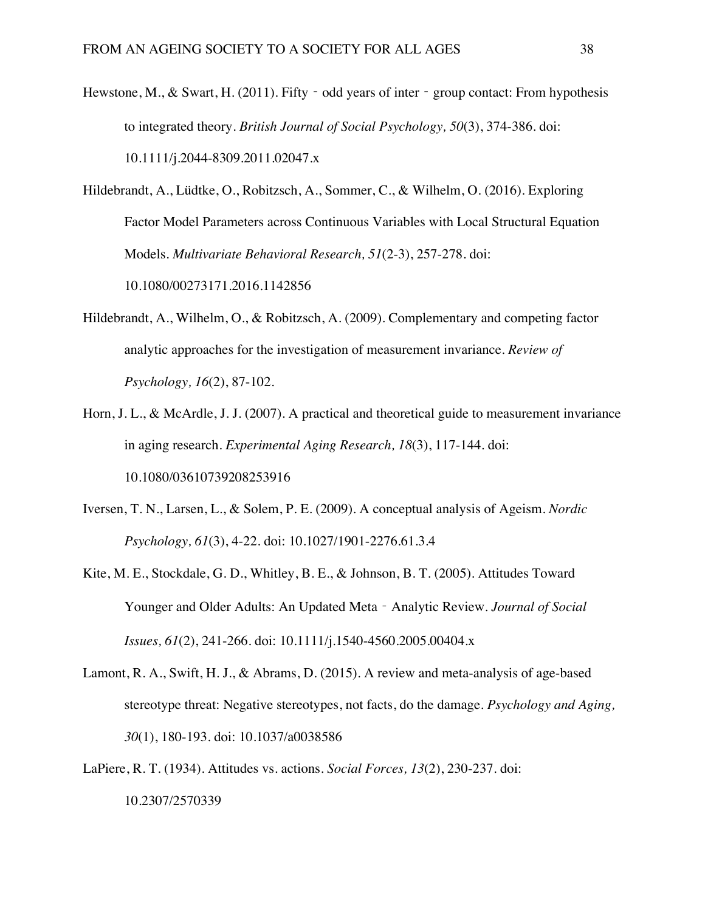Hewstone, M., & Swart, H. (2011). Fifty‐odd years of inter‐group contact: From hypothesis to integrated theory. *British Journal of Social Psychology, 50*(3), 374-386. doi: 10.1111/j.2044-8309.2011.02047.x

Hildebrandt, A., Lüdtke, O., Robitzsch, A., Sommer, C., & Wilhelm, O. (2016). Exploring Factor Model Parameters across Continuous Variables with Local Structural Equation Models. *Multivariate Behavioral Research, 51*(2-3), 257-278. doi: 10.1080/00273171.2016.1142856

Hildebrandt, A., Wilhelm, O., & Robitzsch, A. (2009). Complementary and competing factor analytic approaches for the investigation of measurement invariance. *Review of Psychology, 16*(2), 87-102.

Horn, J. L., & McArdle, J. J. (2007). A practical and theoretical guide to measurement invariance in aging research. *Experimental Aging Research, 18*(3), 117-144. doi: 10.1080/03610739208253916

Iversen, T. N., Larsen, L., & Solem, P. E. (2009). A conceptual analysis of Ageism. *Nordic Psychology, 61*(3), 4-22. doi: 10.1027/1901-2276.61.3.4

Kite, M. E., Stockdale, G. D., Whitley, B. E., & Johnson, B. T. (2005). Attitudes Toward Younger and Older Adults: An Updated Meta‐Analytic Review. *Journal of Social Issues, 61*(2), 241-266. doi: 10.1111/j.1540-4560.2005.00404.x

Lamont, R. A., Swift, H. J., & Abrams, D. (2015). A review and meta-analysis of age-based stereotype threat: Negative stereotypes, not facts, do the damage. *Psychology and Aging, 30*(1), 180-193. doi: 10.1037/a0038586

LaPiere, R. T. (1934). Attitudes vs. actions. *Social Forces, 13*(2), 230-237. doi: 10.2307/2570339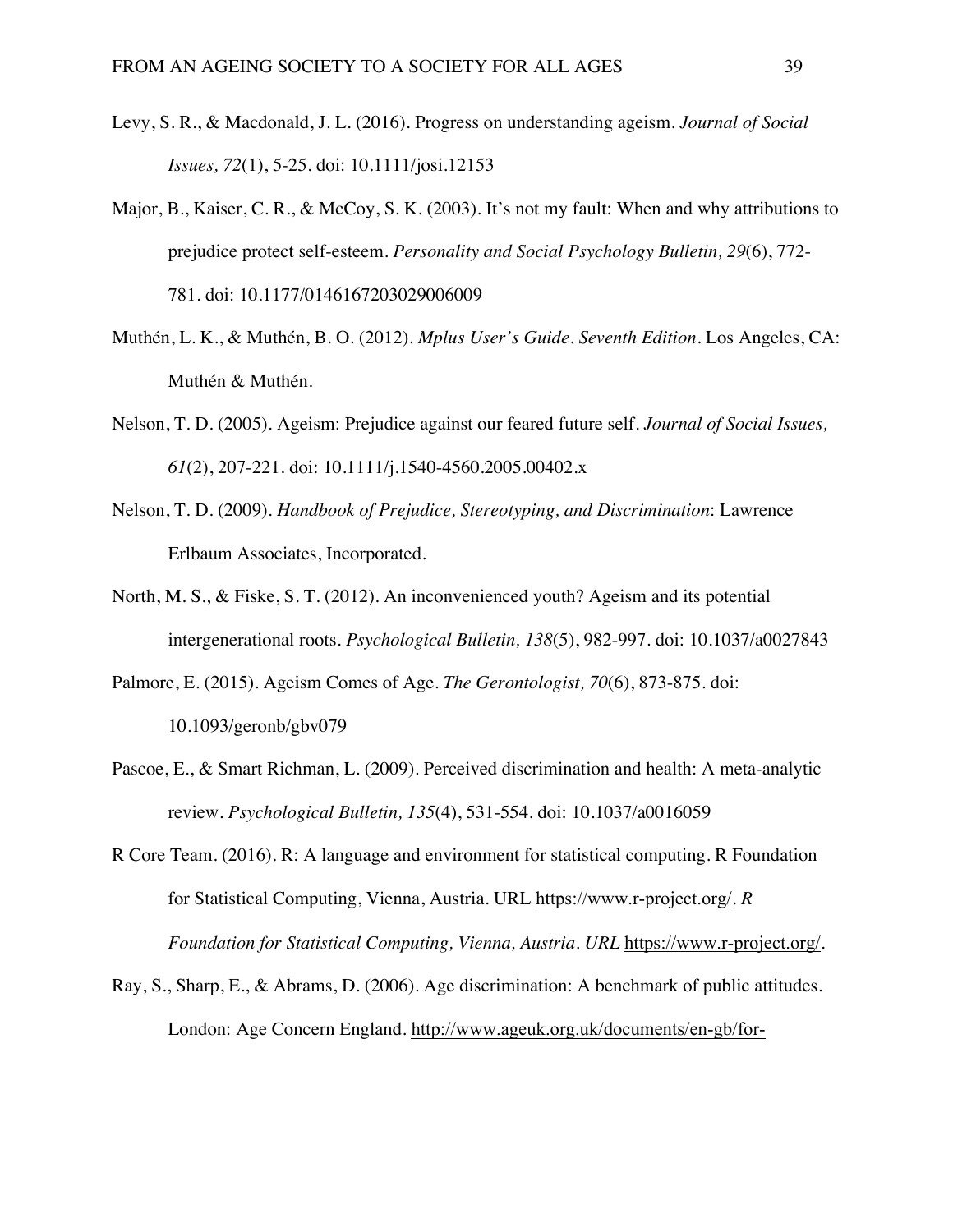Levy, S. R., & Macdonald, J. L. (2016). Progress on understanding ageism. *Journal of Social Issues, 72*(1), 5-25. doi: 10.1111/josi.12153

Major, B., Kaiser, C. R., & McCoy, S. K. (2003). It's not my fault: When and why attributions to prejudice protect self-esteem. *Personality and Social Psychology Bulletin, 29*(6), 772-781. doi: 10.1177/0146167203029006009

Muthén, L. K., & Muthén, B. O. (2012). *Mplus User's Guide. Seventh Edition*. Los Angeles, CA: Muthén & Muthén.

Nelson, T. D. (2005). Ageism: Prejudice against our feared future self. *Journal of Social Issues, 61*(2), 207-221. doi: 10.1111/j.1540-4560.2005.00402.x

Nelson, T. D. (2009). *Handbook of Prejudice, Stereotyping, and Discrimination*: Lawrence Erlbaum Associates, Incorporated.

North, M. S., & Fiske, S. T. (2012). An inconvenienced youth? Ageism and its potential intergenerational roots. *Psychological Bulletin, 138*(5), 982-997. doi: 10.1037/a0027843

Palmore, E. (2015). Ageism Comes of Age. *The Gerontologist, 70*(6), 873-875. doi: 10.1093/geronb/gbv079

Pascoe, E., & Smart Richman, L. (2009). Perceived discrimination and health: A meta-analytic review. *Psychological Bulletin, 135*(4), 531-554. doi: 10.1037/a0016059

R Core Team. (2016). R: A language and environment for statistical computing. R Foundation for Statistical Computing, Vienna, Austria. URL https://www.r-project.org/. *R Foundation for Statistical Computing, Vienna, Austria. URL* https://www.r-project.org/.

Ray, S., Sharp, E., & Abrams, D. (2006). Age discrimination: A benchmark of public attitudes. London: Age Concern England. http://www.ageuk.org.uk/documents/en-gb/for-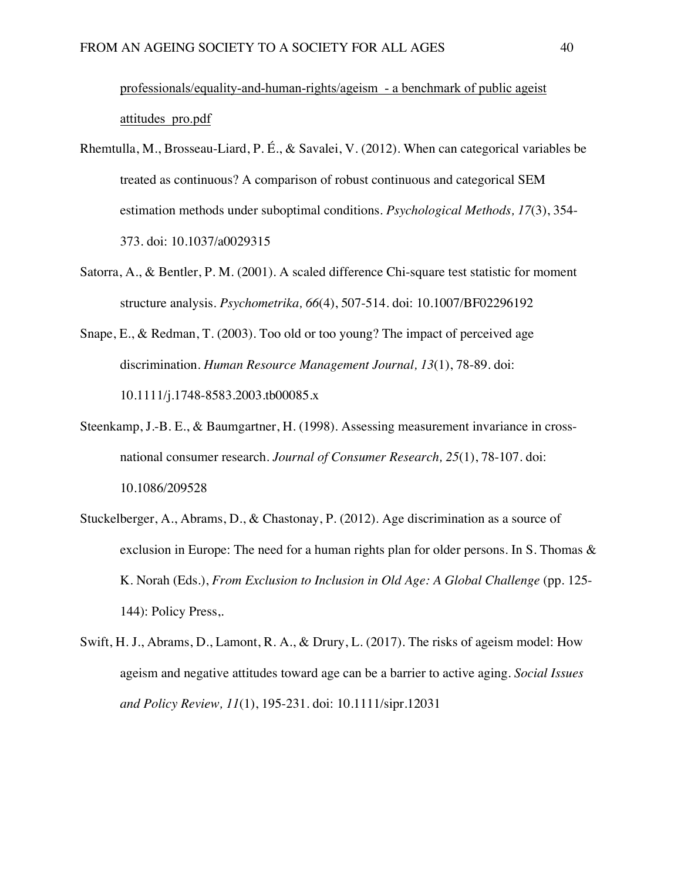professionals/equality-and-human-rights/ageism - a benchmark of public ageist attitudes pro.pdf

Rhemtulla, M., Brosseau-Liard, P. É., & Savalei, V. (2012). When can categorical variables be treated as continuous? A comparison of robust continuous and categorical SEM estimation methods under suboptimal conditions. *Psychological Methods, 17*(3), 354-373. doi: 10.1037/a0029315

Satorra, A., & Bentler, P. M. (2001). A scaled difference Chi-square test statistic for moment structure analysis. *Psychometrika, 66*(4), 507-514. doi: 10.1007/BF02296192

Snape, E., & Redman, T. (2003). Too old or too young? The impact of perceived age discrimination. *Human Resource Management Journal, 13*(1), 78-89. doi: 10.1111/j.1748-8583.2003.tb00085.x

Steenkamp, J.-B. E., & Baumgartner, H. (1998). Assessing measurement invariance in cross-national consumer research. *Journal of Consumer Research, 25*(1), 78-107. doi: 10.1086/209528

Stuckelberger, A., Abrams, D., & Chastonay, P. (2012). Age discrimination as a source of exclusion in Europe: The need for a human rights plan for older persons. In S. Thomas & K. Norah (Eds.), *From Exclusion to Inclusion in Old Age: A Global Challenge* (pp. 125-144): Policy Press,.

Swift, H. J., Abrams, D., Lamont, R. A., & Drury, L. (2017). The risks of ageism model: How ageism and negative attitudes toward age can be a barrier to active aging. *Social Issues and Policy Review, 11*(1), 195-231. doi: 10.1111/sipr.12031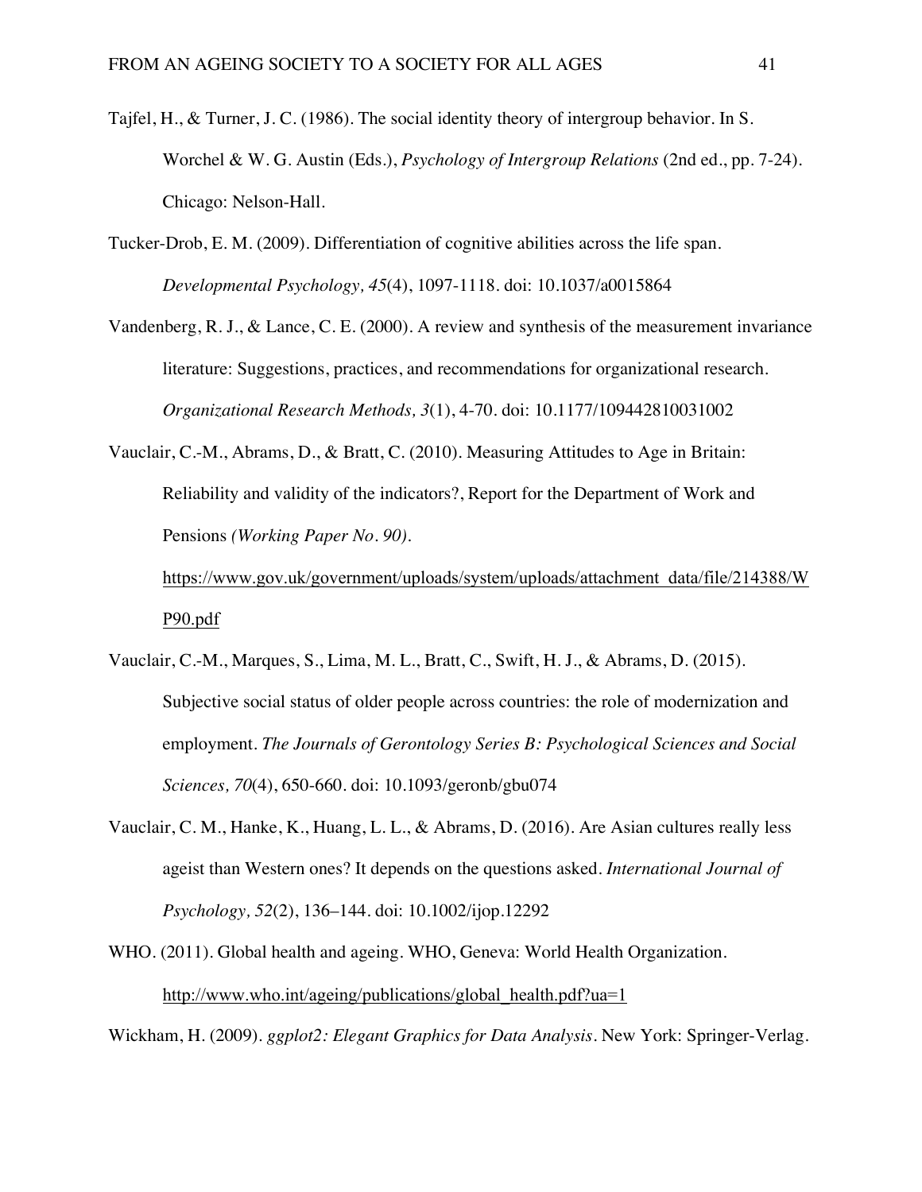Tajfel, H., & Turner, J. C. (1986). The social identity theory of intergroup behavior. In S. Worchel & W. G. Austin (Eds.), *Psychology of Intergroup Relations* (2nd ed., pp. 7-24). Chicago: Nelson-Hall.

Tucker-Drob, E. M. (2009). Differentiation of cognitive abilities across the life span. *Developmental Psychology, 45*(4), 1097-1118. doi: 10.1037/a0015864

Vandenberg, R. J., & Lance, C. E. (2000). A review and synthesis of the measurement invariance literature: Suggestions, practices, and recommendations for organizational research. *Organizational Research Methods, 3*(1), 4-70. doi: 10.1177/109442810031002

Vauclair, C.-M., Abrams, D., & Bratt, C. (2010). Measuring Attitudes to Age in Britain: Reliability and validity of the indicators?, Report for the Department of Work and Pensions *(Working Paper No. 90).* https://www.gov.uk/government/uploads/system/uploads/attachment_data/file/214388/WP90.pdf

Vauclair, C.-M., Marques, S., Lima, M. L., Bratt, C., Swift, H. J., & Abrams, D. (2015). Subjective social status of older people across countries: the role of modernization and employment. *The Journals of Gerontology Series B: Psychological Sciences and Social Sciences, 70*(4), 650-660. doi: 10.1093/geronb/gbu074

Vauclair, C. M., Hanke, K., Huang, L. L., & Abrams, D. (2016). Are Asian cultures really less ageist than Western ones? It depends on the questions asked. *International Journal of Psychology, 52*(2), 136–144. doi: 10.1002/ijop.12292

WHO. (2011). Global health and ageing. WHO, Geneva: World Health Organization. http://www.who.int/ageing/publications/global_health.pdf?ua=1

Wickham, H. (2009). *ggplot2: Elegant Graphics for Data Analysis*. New York: Springer-Verlag.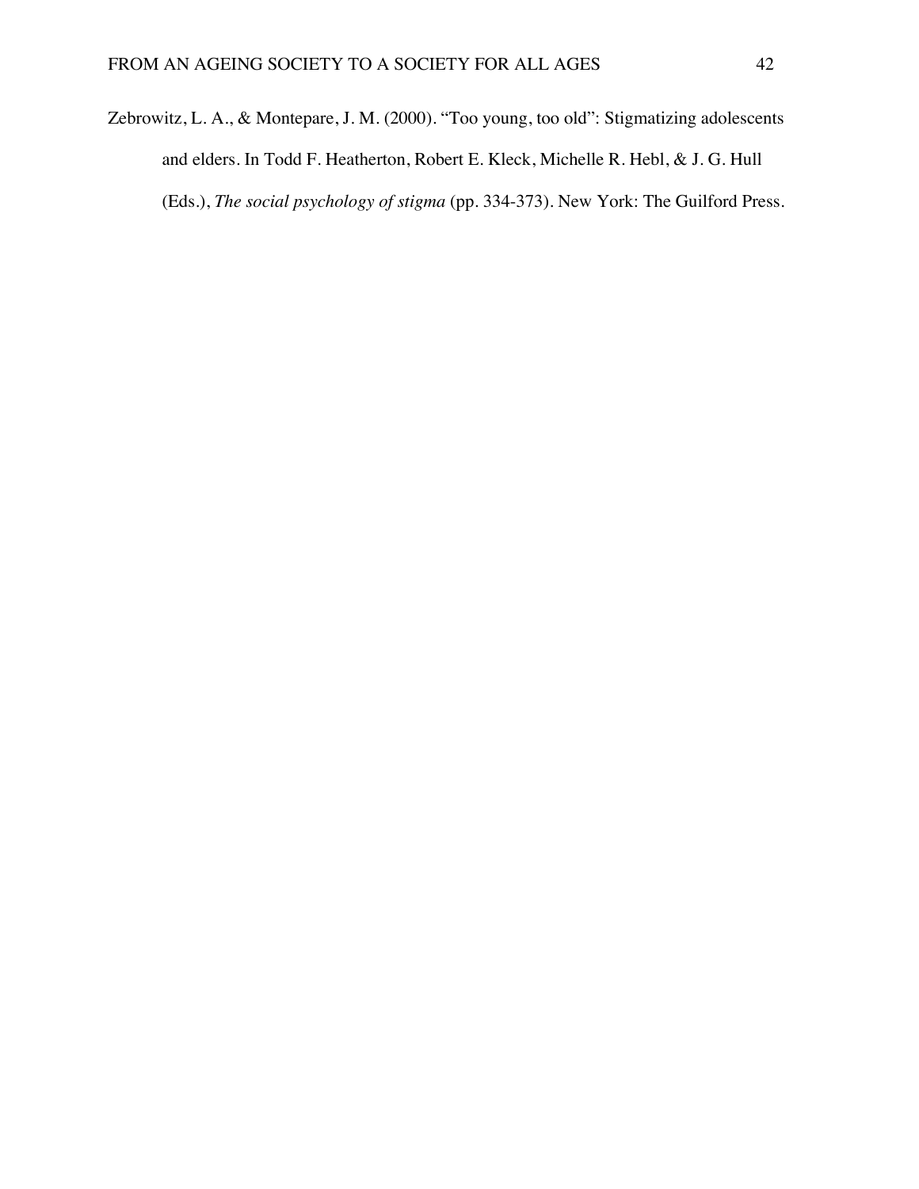Zebrowitz, L. A., & Montepare, J. M. (2000). "Too young, too old": Stigmatizing adolescents and elders. In Todd F. Heatherton, Robert E. Kleck, Michelle R. Hebl, & J. G. Hull (Eds.), *The social psychology of stigma* (pp. 334-373). New York: The Guilford Press.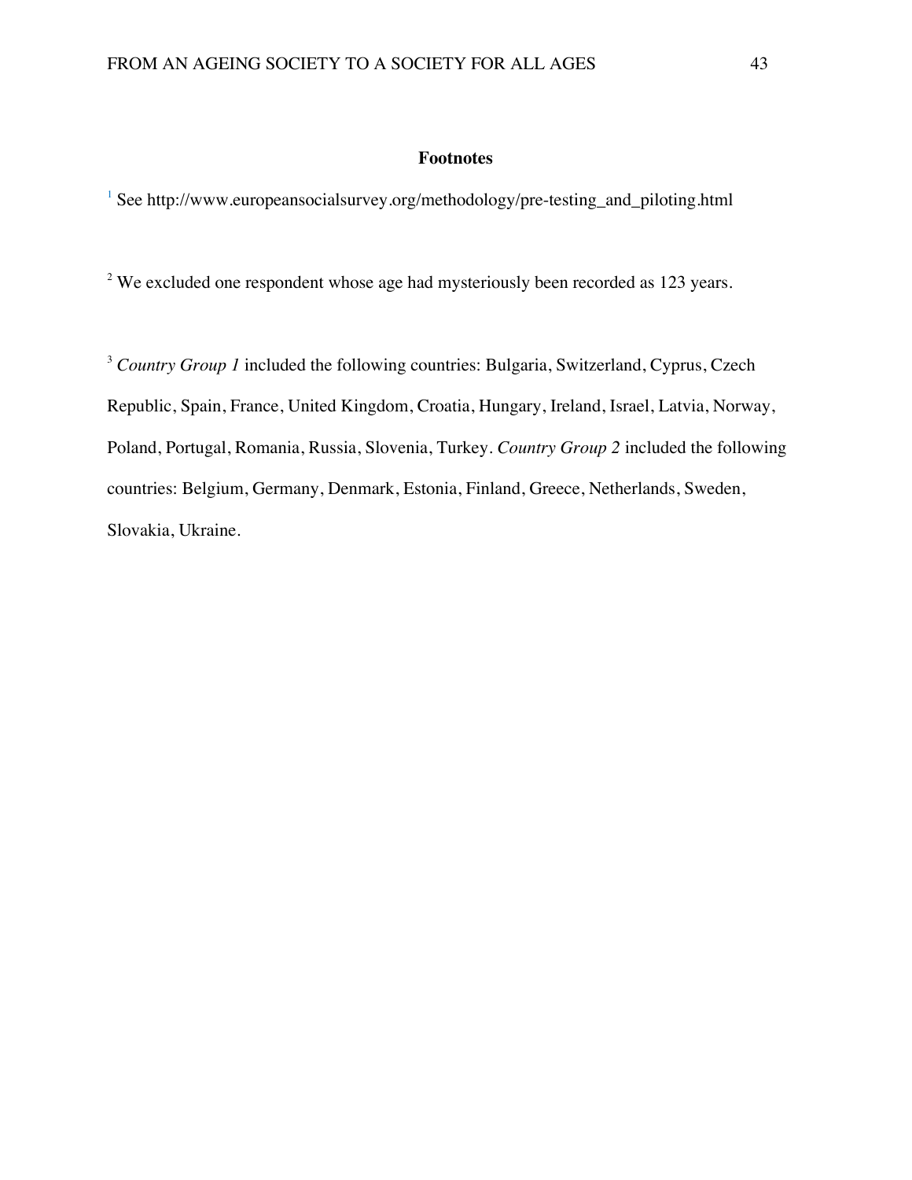## Footnotes

[1] See http://www.europeansocialsurvey.org/methodology/pre-testing_and_piloting.html

[2] We excluded one respondent whose age had mysteriously been recorded as 123 years.

[3] *Country Group 1* included the following countries: Bulgaria, Switzerland, Cyprus, Czech Republic, Spain, France, United Kingdom, Croatia, Hungary, Ireland, Israel, Latvia, Norway, Poland, Portugal, Romania, Russia, Slovenia, Turkey. *Country Group 2* included the following countries: Belgium, Germany, Denmark, Estonia, Finland, Greece, Netherlands, Sweden, Slovakia, Ukraine.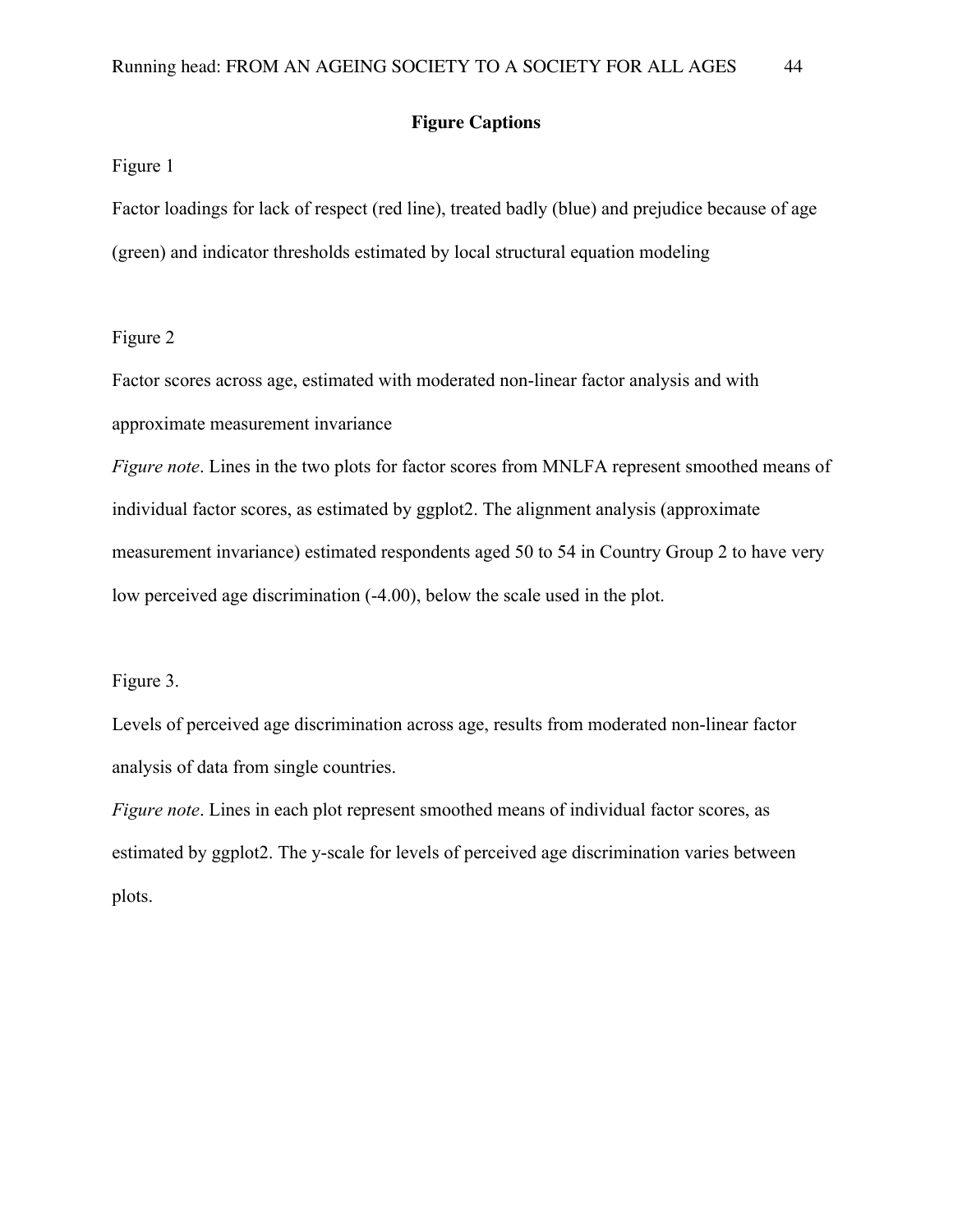# Figure Captions

Figure 1

Factor loadings for lack of respect (red line), treated badly (blue) and prejudice because of age (green) and indicator thresholds estimated by local structural equation modeling

Figure 2

Factor scores across age, estimated with moderated non-linear factor analysis and with approximate measurement invariance

*Figure note*. Lines in the two plots for factor scores from MNLFA represent smoothed means of individual factor scores, as estimated by ggplot2. The alignment analysis (approximate measurement invariance) estimated respondents aged 50 to 54 in Country Group 2 to have very low perceived age discrimination (-4.00), below the scale used in the plot.

Figure 3.

Levels of perceived age discrimination across age, results from moderated non-linear factor analysis of data from single countries.

*Figure note*. Lines in each plot represent smoothed means of individual factor scores, as estimated by ggplot2. The y-scale for levels of perceived age discrimination varies between plots.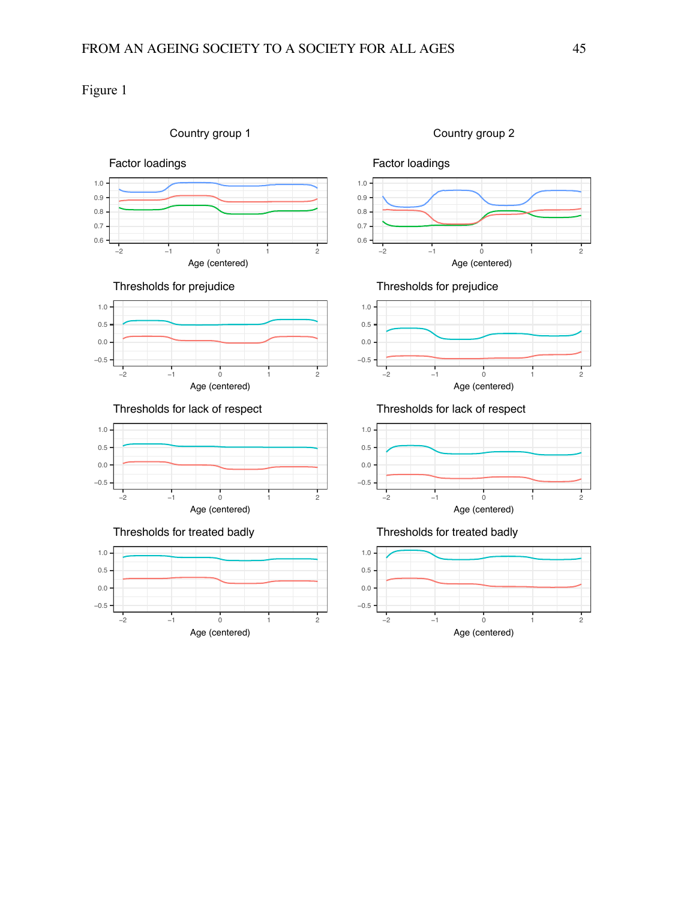Figure 1

Country group 1

Factor loadings

Thresholds for prejudice

Thresholds for lack of respect

Thresholds for treated badly

Country group 2

Factor loadings

Thresholds for prejudice

Thresholds for lack of respect

Thresholds for treated badly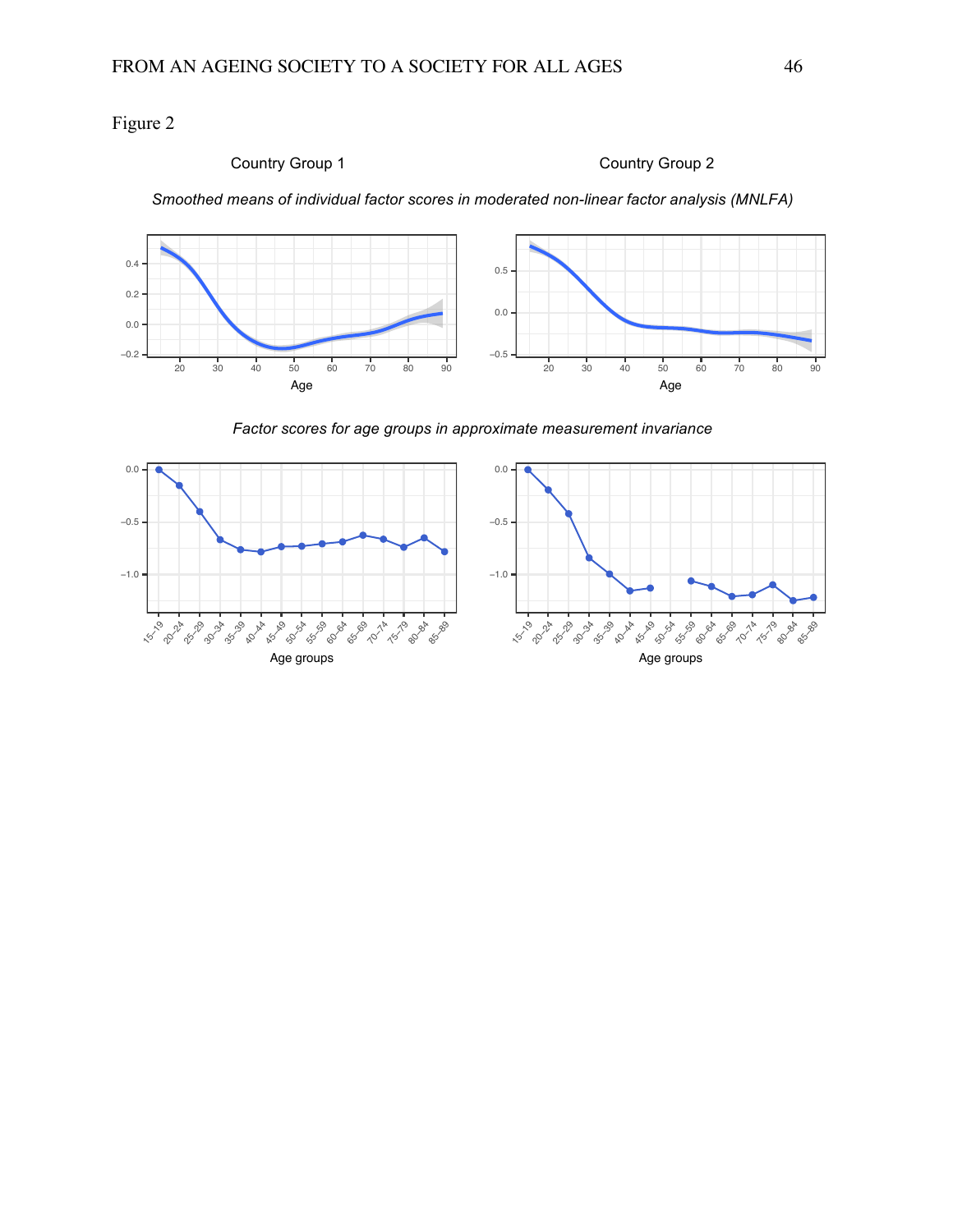Figure 2

Country Group 1 | Country Group 2

*Smoothed means of individual factor scores in moderated non-linear factor analysis (MNLFA)*

*Factor scores for age groups in approximate measurement invariance*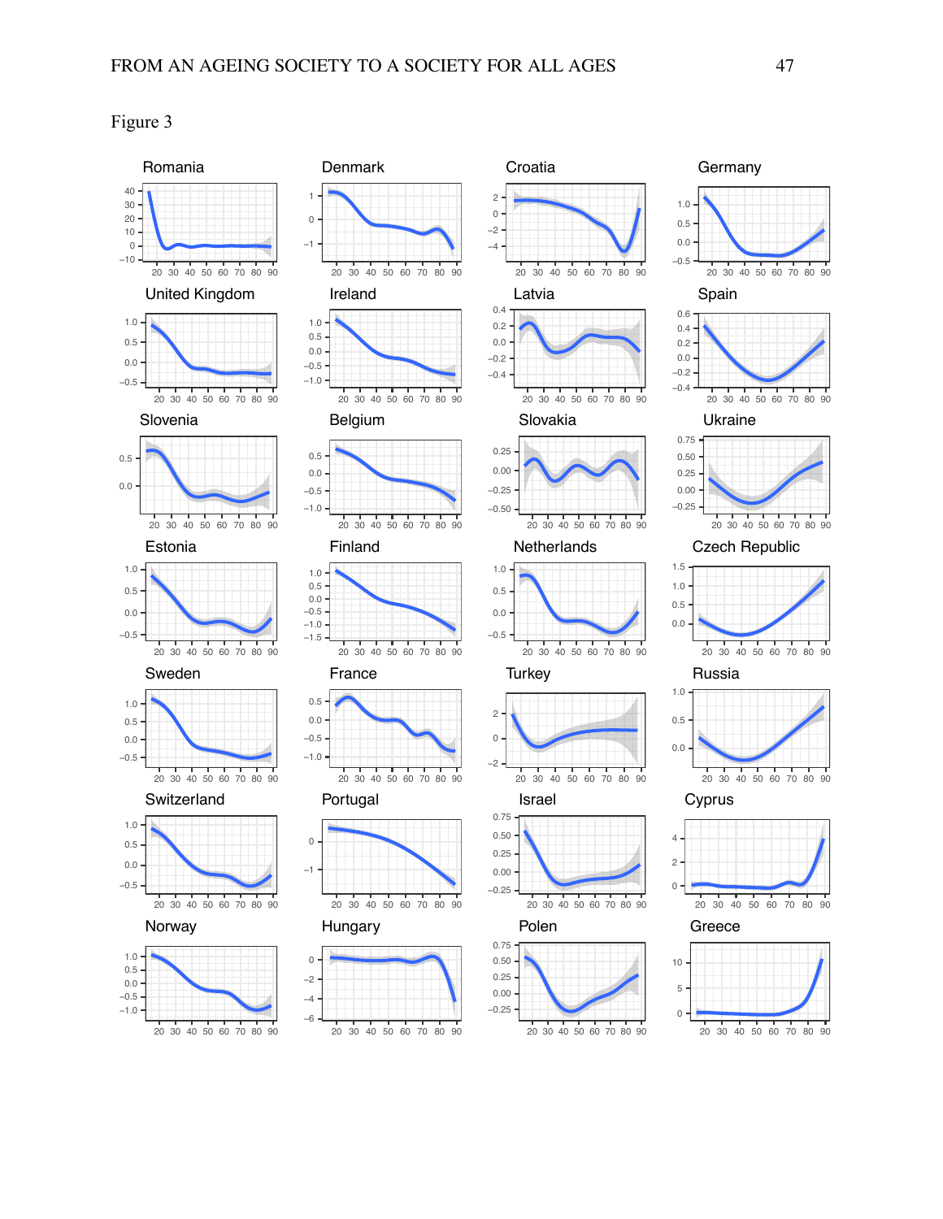Figure 3

Romania
40
30
20
10
0
−10
20 30 40 50 60 70 80 90

Denmark
1
0
−1
20 30 40 50 60 70 80 90

Croatia
2
0
−2
−4
20 30 40 50 60 70 80 90

Germany
1.0
0.5
0.0
−0.5
20 30 40 50 60 70 80 90

United Kingdom
1.0
0.5
0.0
−0.5
20 30 40 50 60 70 80 90

Ireland
1.0
0.5
0.0
−0.5
−1.0
20 30 40 50 60 70 80 90

Latvia
0.4
0.2
0.0
−0.2
−0.4
20 30 40 50 60 70 80 90

Spain
0.6
0.4
0.2
0.0
−0.2
−0.4
20 30 40 50 60 70 80 90

Slovenia
0.5
0.0
20 30 40 50 60 70 80 90

Belgium
0.5
0.0
−0.5
−1.0
20 30 40 50 60 70 80 90

Slovakia
0.25
0.00
−0.25
−0.50
20 30 40 50 60 70 80 90

Ukraine
0.75
0.50
0.25
0.00
−0.25
20 30 40 50 60 70 80 90

Estonia
1.0
0.5
0.0
−0.5
20 30 40 50 60 70 80 90

Finland
1.0
0.5
0.0
−0.5
−1.0
−1.5
20 30 40 50 60 70 80 90

Netherlands
1.0
0.5
0.0
−0.5
20 30 40 50 60 70 80 90

Czech Republic
1.5
1.0
0.5
0.0
20 30 40 50 60 70 80 90

Sweden
1.0
0.5
0.0
−0.5
20 30 40 50 60 70 80 90

France
0.5
0.0
−0.5
−1.0
20 30 40 50 60 70 80 90

Turkey
2
0
−2
20 30 40 50 60 70 80 90

Russia
1.0
0.5
0.0
20 30 40 50 60 70 80 90

Switzerland
1.0
0.5
0.0
−0.5
20 30 40 50 60 70 80 90

Portugal
0
−1
20 30 40 50 60 70 80 90

Israel
0.75
0.50
0.25
0.00
−0.25
20 30 40 50 60 70 80 90

Cyprus
4
2
0
20 30 40 50 60 70 80 90

Norway
1.0
0.5
0.0
−0.5
−1.0
20 30 40 50 60 70 80 90

Hungary
0
−2
−4
−6
20 30 40 50 60 70 80 90

Polen
0.75
0.50
0.25
0.00
−0.25
20 30 40 50 60 70 80 90

Greece
10
5
0
20 30 40 50 60 70 80 90